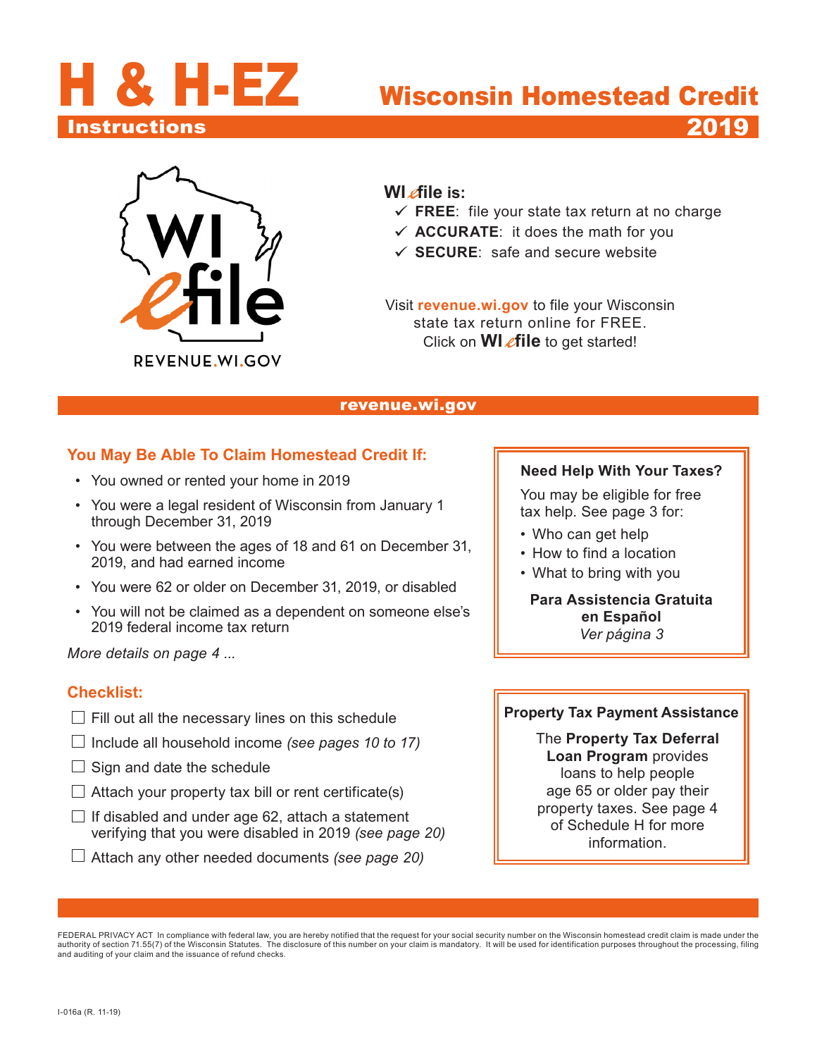# H & H-EZ Instructions

# Wisconsin Homestead Credit 2019

WI efile

REVENUE.WI.GOV

**WI efile is:**

- ✓ **FREE**: file your state tax return at no charge
- ✓ **ACCURATE**: it does the math for you
- ✓ **SECURE**: safe and secure website

Visit **revenue.wi.gov** to file your Wisconsin state tax return online for FREE. Click on **WI efile** to get started!

**revenue.wi.gov**

## You May Be Able To Claim Homestead Credit If:

- You owned or rented your home in 2019
- You were a legal resident of Wisconsin from January 1 through December 31, 2019
- You were between the ages of 18 and 61 on December 31, 2019, and had earned income
- You were 62 or older on December 31, 2019, or disabled
- You will not be claimed as a dependent on someone else's 2019 federal income tax return

*More details on page 4 ...*

## Checklist:

- ☐ Fill out all the necessary lines on this schedule
- ☐ Include all household income *(see pages 10 to 17)*
- ☐ Sign and date the schedule
- ☐ Attach your property tax bill or rent certificate(s)
- ☐ If disabled and under age 62, attach a statement verifying that you were disabled in 2019 *(see page 20)*
- ☐ Attach any other needed documents *(see page 20)*

**Need Help With Your Taxes?**

You may be eligible for free tax help. See page 3 for:

- Who can get help
- How to find a location
- What to bring with you

**Para Assistencia Gratuita en Español**
*Ver página 3*

**Property Tax Payment Assistance**

The **Property Tax Deferral Loan Program** provides loans to help people age 65 or older pay their property taxes. See page 4 of Schedule H for more information.

FEDERAL PRIVACY ACT In compliance with federal law, you are hereby notified that the request for your social security number on the Wisconsin homestead credit claim is made under the authority of section 71.55(7) of the Wisconsin Statutes. The disclosure of this number on your claim is mandatory. It will be used for identification purposes throughout the processing, filing and auditing of your claim and the issuance of refund checks.

I-016a (R. 11-19)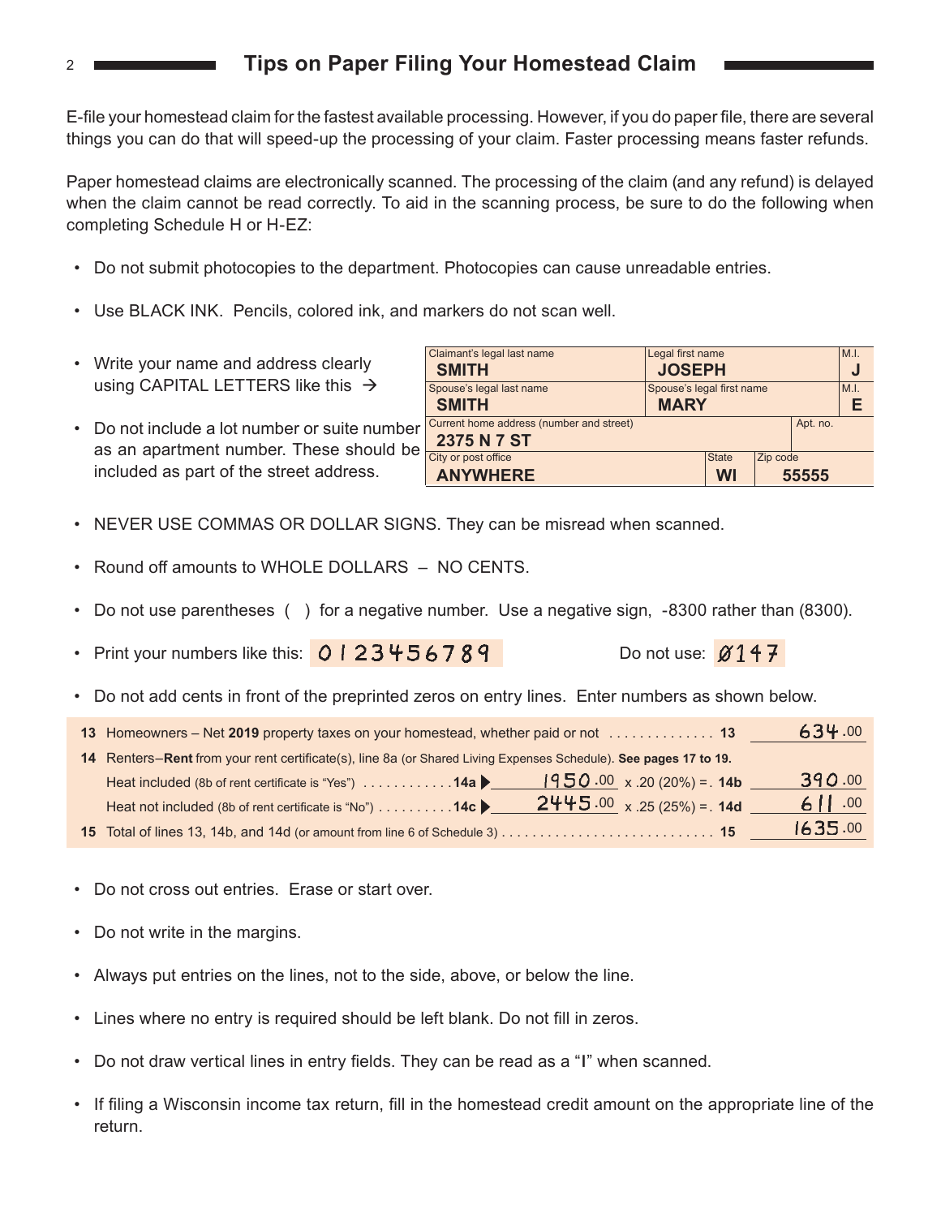## Tips on Paper Filing Your Homestead Claim

E-file your homestead claim for the fastest available processing. However, if you do paper file, there are several things you can do that will speed-up the processing of your claim. Faster processing means faster refunds.

Paper homestead claims are electronically scanned. The processing of the claim (and any refund) is delayed when the claim cannot be read correctly. To aid in the scanning process, be sure to do the following when completing Schedule H or H-EZ:

- Do not submit photocopies to the department. Photocopies can cause unreadable entries.
- Use BLACK INK. Pencils, colored ink, and markers do not scan well.
- Write your name and address clearly using CAPITAL LETTERS like this →
- Do not include a lot number or suite number as an apartment number. These should be included as part of the street address.

| Claimant's legal last name | Legal first name | | M.I. |
|---|---|---|---|
| **SMITH** | **JOSEPH** | | **J** |
| Spouse's legal last name | Spouse's legal first name | | M.I. |
| **SMITH** | **MARY** | | **E** |
| Current home address (number and street) | | | Apt. no. |
| **2375 N 7 ST** | | | |
| City or post office | State | Zip code | |
| **ANYWHERE** | **WI** | **55555** | |

- NEVER USE COMMAS OR DOLLAR SIGNS. They can be misread when scanned.
- Round off amounts to WHOLE DOLLARS – NO CENTS.
- Do not use parentheses ( ) for a negative number. Use a negative sign, -8300 rather than (8300).
- Print your numbers like this: 0 1 2 3 4 5 6 7 8 9 Do not use: Ø147
- Do not add cents in front of the preprinted zeros on entry lines. Enter numbers as shown below.

| | | | |
|---|---|---|---|
| **13** | Homeowners – Net **2019** property taxes on your homestead, whether paid or not . . . . . . . . . . . . . . **13** | | 634 .00 |
| **14** | Renters–**Rent** from your rent certificate(s), line 8a (or Shared Living Expenses Schedule). **See pages 17 to 19.** | | |
| | Heat included (8b of rent certificate is "Yes") . . . . . . . . . . . .**14a** ▶ | 1950 .00 x .20 (20%) = . **14b** | 390 .00 |
| | Heat not included (8b of rent certificate is "No") . . . . . . . . . .**14c** ▶ | 2445 .00 x .25 (25%) = . **14d** | 611 .00 |
| **15** | Total of lines 13, 14b, and 14d (or amount from line 6 of Schedule 3) . . . . . . . . . . . . . . . . . . . . . . . . . . . . **15** | | 1635 .00 |

- Do not cross out entries. Erase or start over.
- Do not write in the margins.
- Always put entries on the lines, not to the side, above, or below the line.
- Lines where no entry is required should be left blank. Do not fill in zeros.
- Do not draw vertical lines in entry fields. They can be read as a "I" when scanned.
- If filing a Wisconsin income tax return, fill in the homestead credit amount on the appropriate line of the return.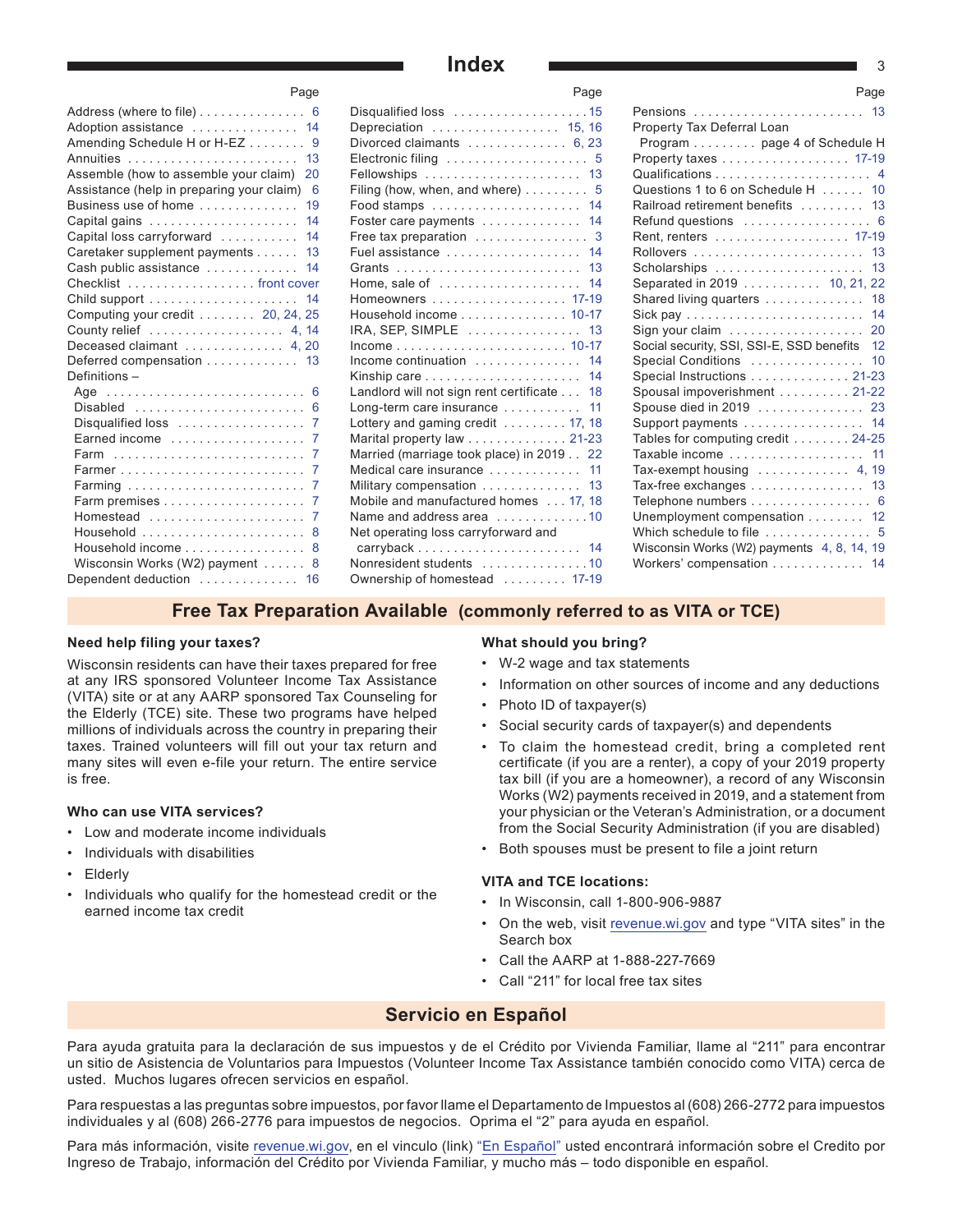# Index

| | Page |
|---|---|
| Address (where to file) | 6 |
| Adoption assistance | 14 |
| Amending Schedule H or H-EZ | 9 |
| Annuities | 13 |
| Assemble (how to assemble your claim) | 20 |
| Assistance (help in preparing your claim) | 6 |
| Business use of home | 19 |
| Capital gains | 14 |
| Capital loss carryforward | 14 |
| Caretaker supplement payments | 13 |
| Cash public assistance | 14 |
| Checklist | front cover |
| Child support | 14 |
| Computing your credit | 20, 24, 25 |
| County relief | 4, 14 |
| Deceased claimant | 4, 20 |
| Deferred compensation | 13 |
| Definitions – | |
| Age | 6 |
| Disabled | 6 |
| Disqualified loss | 7 |
| Earned income | 7 |
| Farm | 7 |
| Farmer | 7 |
| Farming | 7 |
| Farm premises | 7 |
| Homestead | 7 |
| Household | 8 |
| Household income | 8 |
| Wisconsin Works (W2) payment | 8 |
| Dependent deduction | 16 |
| Disqualified loss | 15 |
| Depreciation | 15, 16 |
| Divorced claimants | 6, 23 |
| Electronic filing | 5 |
| Fellowships | 13 |
| Filing (how, when, and where) | 5 |
| Food stamps | 14 |
| Foster care payments | 14 |
| Free tax preparation | 3 |
| Fuel assistance | 14 |
| Grants | 13 |
| Home, sale of | 14 |
| Homeowners | 17-19 |
| Household income | 10-17 |
| IRA, SEP, SIMPLE | 13 |
| Income | 10-17 |
| Income continuation | 14 |
| Kinship care | 14 |
| Landlord will not sign rent certificate | 18 |
| Long-term care insurance | 11 |
| Lottery and gaming credit | 17, 18 |
| Marital property law | 21-23 |
| Married (marriage took place) in 2019 | 22 |
| Medical care insurance | 11 |
| Military compensation | 13 |
| Mobile and manufactured homes | 17, 18 |
| Name and address area | 10 |
| Net operating loss carryforward and carryback | 14 |
| Nonresident students | 10 |
| Ownership of homestead | 17-19 |
| Pensions | 13 |
| Property Tax Deferral Loan Program | page 4 of Schedule H |
| Property taxes | 17-19 |
| Qualifications | 4 |
| Questions 1 to 6 on Schedule H | 10 |
| Railroad retirement benefits | 13 |
| Refund questions | 6 |
| Rent, renters | 17-19 |
| Rollovers | 13 |
| Scholarships | 13 |
| Separated in 2019 | 10, 21, 22 |
| Shared living quarters | 18 |
| Sick pay | 14 |
| Sign your claim | 20 |
| Social security, SSI, SSI-E, SSD benefits | 12 |
| Special Conditions | 10 |
| Special Instructions | 21-23 |
| Spousal impoverishment | 21-22 |
| Spouse died in 2019 | 23 |
| Support payments | 14 |
| Tables for computing credit | 24-25 |
| Taxable income | 11 |
| Tax-exempt housing | 4, 19 |
| Tax-free exchanges | 13 |
| Telephone numbers | 6 |
| Unemployment compensation | 12 |
| Which schedule to file | 5 |
| Wisconsin Works (W2) payments | 4, 8, 14, 19 |
| Workers' compensation | 14 |

## Free Tax Preparation Available (commonly referred to as VITA or TCE)

**Need help filing your taxes?**

Wisconsin residents can have their taxes prepared for free at any IRS sponsored Volunteer Income Tax Assistance (VITA) site or at any AARP sponsored Tax Counseling for the Elderly (TCE) site. These two programs have helped millions of individuals across the country in preparing their taxes. Trained volunteers will fill out your tax return and many sites will even e-file your return. The entire service is free.

**Who can use VITA services?**

- Low and moderate income individuals
- Individuals with disabilities
- Elderly
- Individuals who qualify for the homestead credit or the earned income tax credit

**What should you bring?**

- W-2 wage and tax statements
- Information on other sources of income and any deductions
- Photo ID of taxpayer(s)
- Social security cards of taxpayer(s) and dependents
- To claim the homestead credit, bring a completed rent certificate (if you are a renter), a copy of your 2019 property tax bill (if you are a homeowner), a record of any Wisconsin Works (W2) payments received in 2019, and a statement from your physician or the Veteran's Administration, or a document from the Social Security Administration (if you are disabled)
- Both spouses must be present to file a joint return

**VITA and TCE locations:**

- In Wisconsin, call 1-800-906-9887
- On the web, visit revenue.wi.gov and type "VITA sites" in the Search box
- Call the AARP at 1-888-227-7669
- Call "211" for local free tax sites

## Servicio en Español

Para ayuda gratuita para la declaración de sus impuestos y de el Crédito por Vivienda Familiar, llame al "211" para encontrar un sitio de Asistencia de Voluntarios para Impuestos (Volunteer Income Tax Assistance también conocido como VITA) cerca de usted. Muchos lugares ofrecen servicios en español.

Para respuestas a las preguntas sobre impuestos, por favor llame el Departamento de Impuestos al (608) 266-2772 para impuestos individuales y al (608) 266-2776 para impuestos de negocios. Oprima el "2" para ayuda en español.

Para más información, visite revenue.wi.gov, en el vinculo (link) "En Español" usted encontrará información sobre el Credito por Ingreso de Trabajo, información del Crédito por Vivienda Familiar, y mucho más – todo disponible en español.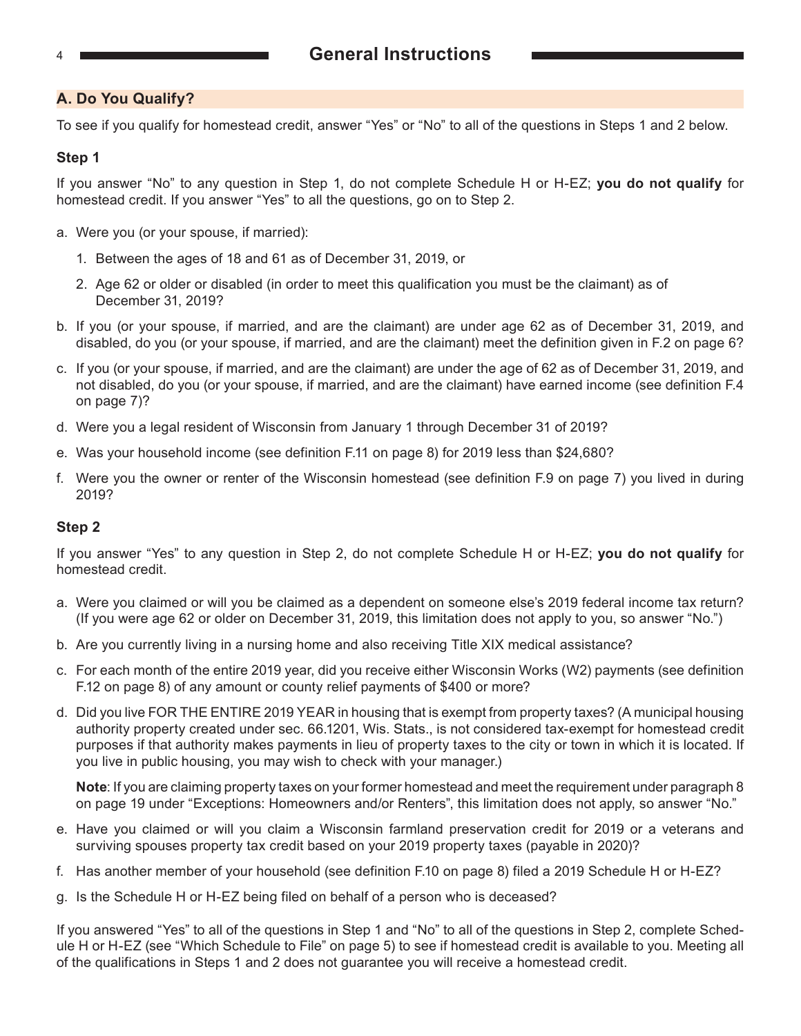# General Instructions

## A. Do You Qualify?

To see if you qualify for homestead credit, answer "Yes" or "No" to all of the questions in Steps 1 and 2 below.

### Step 1

If you answer "No" to any question in Step 1, do not complete Schedule H or H-EZ; **you do not qualify** for homestead credit. If you answer "Yes" to all the questions, go on to Step 2.

a. Were you (or your spouse, if married):

   1. Between the ages of 18 and 61 as of December 31, 2019, or

   2. Age 62 or older or disabled (in order to meet this qualification you must be the claimant) as of December 31, 2019?

b. If you (or your spouse, if married, and are the claimant) are under age 62 as of December 31, 2019, and disabled, do you (or your spouse, if married, and are the claimant) meet the definition given in F.2 on page 6?

c. If you (or your spouse, if married, and are the claimant) are under the age of 62 as of December 31, 2019, and not disabled, do you (or your spouse, if married, and are the claimant) have earned income (see definition F.4 on page 7)?

d. Were you a legal resident of Wisconsin from January 1 through December 31 of 2019?

e. Was your household income (see definition F.11 on page 8) for 2019 less than $24,680?

f. Were you the owner or renter of the Wisconsin homestead (see definition F.9 on page 7) you lived in during 2019?

### Step 2

If you answer "Yes" to any question in Step 2, do not complete Schedule H or H-EZ; **you do not qualify** for homestead credit.

a. Were you claimed or will you be claimed as a dependent on someone else's 2019 federal income tax return? (If you were age 62 or older on December 31, 2019, this limitation does not apply to you, so answer "No.")

b. Are you currently living in a nursing home and also receiving Title XIX medical assistance?

c. For each month of the entire 2019 year, did you receive either Wisconsin Works (W2) payments (see definition F.12 on page 8) of any amount or county relief payments of $400 or more?

d. Did you live FOR THE ENTIRE 2019 YEAR in housing that is exempt from property taxes? (A municipal housing authority property created under sec. 66.1201, Wis. Stats., is not considered tax-exempt for homestead credit purposes if that authority makes payments in lieu of property taxes to the city or town in which it is located. If you live in public housing, you may wish to check with your manager.)

   **Note**: If you are claiming property taxes on your former homestead and meet the requirement under paragraph 8 on page 19 under "Exceptions: Homeowners and/or Renters", this limitation does not apply, so answer "No."

e. Have you claimed or will you claim a Wisconsin farmland preservation credit for 2019 or a veterans and surviving spouses property tax credit based on your 2019 property taxes (payable in 2020)?

f. Has another member of your household (see definition F.10 on page 8) filed a 2019 Schedule H or H-EZ?

g. Is the Schedule H or H-EZ being filed on behalf of a person who is deceased?

If you answered "Yes" to all of the questions in Step 1 and "No" to all of the questions in Step 2, complete Schedule H or H-EZ (see "Which Schedule to File" on page 5) to see if homestead credit is available to you. Meeting all of the qualifications in Steps 1 and 2 does not guarantee you will receive a homestead credit.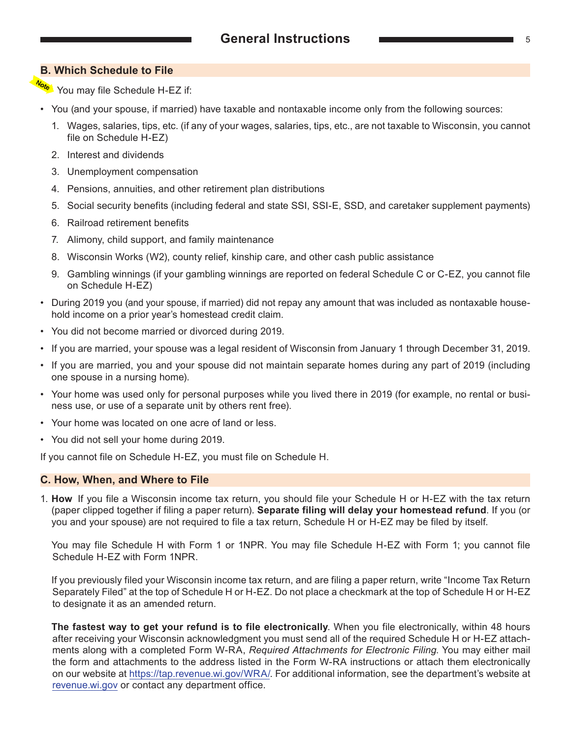## B. Which Schedule to File

Note You may file Schedule H-EZ if:

- You (and your spouse, if married) have taxable and nontaxable income only from the following sources:
  1. Wages, salaries, tips, etc. (if any of your wages, salaries, tips, etc., are not taxable to Wisconsin, you cannot file on Schedule H-EZ)
  2. Interest and dividends
  3. Unemployment compensation
  4. Pensions, annuities, and other retirement plan distributions
  5. Social security benefits (including federal and state SSI, SSI-E, SSD, and caretaker supplement payments)
  6. Railroad retirement benefits
  7. Alimony, child support, and family maintenance
  8. Wisconsin Works (W2), county relief, kinship care, and other cash public assistance
  9. Gambling winnings (if your gambling winnings are reported on federal Schedule C or C-EZ, you cannot file on Schedule H-EZ)
- During 2019 you (and your spouse, if married) did not repay any amount that was included as nontaxable household income on a prior year's homestead credit claim.
- You did not become married or divorced during 2019.
- If you are married, your spouse was a legal resident of Wisconsin from January 1 through December 31, 2019.
- If you are married, you and your spouse did not maintain separate homes during any part of 2019 (including one spouse in a nursing home).
- Your home was used only for personal purposes while you lived there in 2019 (for example, no rental or business use, or use of a separate unit by others rent free).
- Your home was located on one acre of land or less.
- You did not sell your home during 2019.

If you cannot file on Schedule H-EZ, you must file on Schedule H.

## C. How, When, and Where to File

1. **How** If you file a Wisconsin income tax return, you should file your Schedule H or H-EZ with the tax return (paper clipped together if filing a paper return). **Separate filing will delay your homestead refund**. If you (or you and your spouse) are not required to file a tax return, Schedule H or H-EZ may be filed by itself.

   You may file Schedule H with Form 1 or 1NPR. You may file Schedule H-EZ with Form 1; you cannot file Schedule H-EZ with Form 1NPR.

   If you previously filed your Wisconsin income tax return, and are filing a paper return, write "Income Tax Return Separately Filed" at the top of Schedule H or H-EZ. Do not place a checkmark at the top of Schedule H or H-EZ to designate it as an amended return.

   **The fastest way to get your refund is to file electronically**. When you file electronically, within 48 hours after receiving your Wisconsin acknowledgment you must send all of the required Schedule H or H-EZ attachments along with a completed Form W-RA, *Required Attachments for Electronic Filing*. You may either mail the form and attachments to the address listed in the Form W-RA instructions or attach them electronically on our website at https://tap.revenue.wi.gov/WRA/. For additional information, see the department's website at revenue.wi.gov or contact any department office.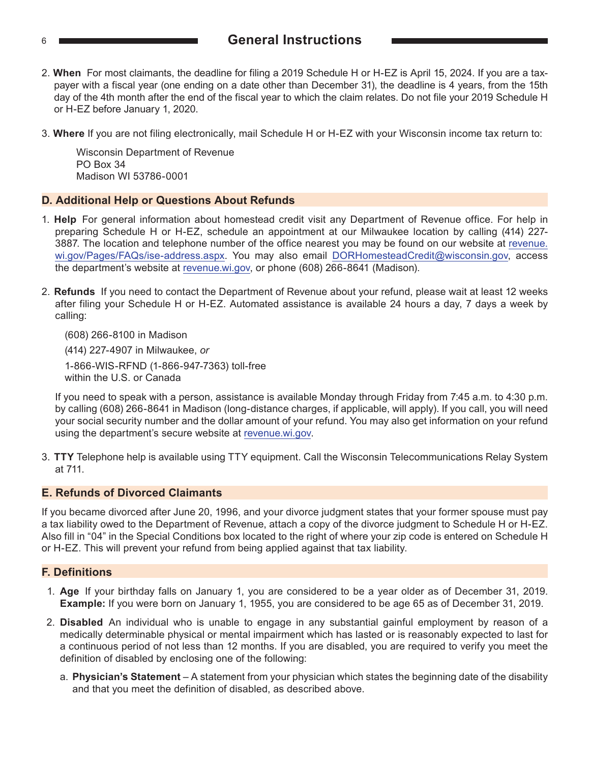2. **When** For most claimants, the deadline for filing a 2019 Schedule H or H-EZ is April 15, 2024. If you are a taxpayer with a fiscal year (one ending on a date other than December 31), the deadline is 4 years, from the 15th day of the 4th month after the end of the fiscal year to which the claim relates. Do not file your 2019 Schedule H or H-EZ before January 1, 2020.

3. **Where** If you are not filing electronically, mail Schedule H or H-EZ with your Wisconsin income tax return to:

   Wisconsin Department of Revenue
   PO Box 34
   Madison WI 53786-0001

## D. Additional Help or Questions About Refunds

1. **Help** For general information about homestead credit visit any Department of Revenue office. For help in preparing Schedule H or H-EZ, schedule an appointment at our Milwaukee location by calling (414) 227-3887. The location and telephone number of the office nearest you may be found on our website at revenue.wi.gov/Pages/FAQs/ise-address.aspx. You may also email DORHomesteadCredit@wisconsin.gov, access the department's website at revenue.wi.gov, or phone (608) 266-8641 (Madison).

2. **Refunds** If you need to contact the Department of Revenue about your refund, please wait at least 12 weeks after filing your Schedule H or H-EZ. Automated assistance is available 24 hours a day, 7 days a week by calling:

   (608) 266-8100 in Madison

   (414) 227-4907 in Milwaukee, *or*

   1-866-WIS-RFND (1-866-947-7363) toll-free within the U.S. or Canada

   If you need to speak with a person, assistance is available Monday through Friday from 7:45 a.m. to 4:30 p.m. by calling (608) 266-8641 in Madison (long-distance charges, if applicable, will apply). If you call, you will need your social security number and the dollar amount of your refund. You may also get information on your refund using the department's secure website at revenue.wi.gov.

3. **TTY** Telephone help is available using TTY equipment. Call the Wisconsin Telecommunications Relay System at 711.

## E. Refunds of Divorced Claimants

If you became divorced after June 20, 1996, and your divorce judgment states that your former spouse must pay a tax liability owed to the Department of Revenue, attach a copy of the divorce judgment to Schedule H or H-EZ. Also fill in "04" in the Special Conditions box located to the right of where your zip code is entered on Schedule H or H-EZ. This will prevent your refund from being applied against that tax liability.

## F. Definitions

1. **Age** If your birthday falls on January 1, you are considered to be a year older as of December 31, 2019. **Example:** If you were born on January 1, 1955, you are considered to be age 65 as of December 31, 2019.

2. **Disabled** An individual who is unable to engage in any substantial gainful employment by reason of a medically determinable physical or mental impairment which has lasted or is reasonably expected to last for a continuous period of not less than 12 months. If you are disabled, you are required to verify you meet the definition of disabled by enclosing one of the following:

   a. **Physician's Statement** – A statement from your physician which states the beginning date of the disability and that you meet the definition of disabled, as described above.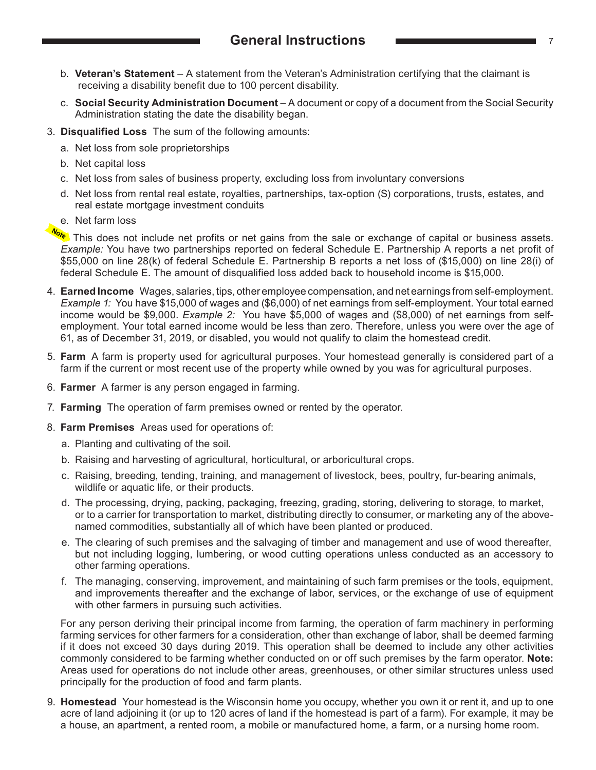b. **Veteran's Statement** – A statement from the Veteran's Administration certifying that the claimant is receiving a disability benefit due to 100 percent disability.

c. **Social Security Administration Document** – A document or copy of a document from the Social Security Administration stating the date the disability began.

3. **Disqualified Loss** The sum of the following amounts:

   a. Net loss from sole proprietorships

   b. Net capital loss

   c. Net loss from sales of business property, excluding loss from involuntary conversions

   d. Net loss from rental real estate, royalties, partnerships, tax-option (S) corporations, trusts, estates, and real estate mortgage investment conduits

   e. Net farm loss

   **Note** This does not include net profits or net gains from the sale or exchange of capital or business assets. *Example:* You have two partnerships reported on federal Schedule E. Partnership A reports a net profit of $55,000 on line 28(k) of federal Schedule E. Partnership B reports a net loss of ($15,000) on line 28(i) of federal Schedule E. The amount of disqualified loss added back to household income is $15,000.

4. **Earned Income** Wages, salaries, tips, other employee compensation, and net earnings from self-employment. *Example 1:* You have $15,000 of wages and ($6,000) of net earnings from self-employment. Your total earned income would be $9,000. *Example 2:* You have $5,000 of wages and ($8,000) of net earnings from self-employment. Your total earned income would be less than zero. Therefore, unless you were over the age of 61, as of December 31, 2019, or disabled, you would not qualify to claim the homestead credit.

5. **Farm** A farm is property used for agricultural purposes. Your homestead generally is considered part of a farm if the current or most recent use of the property while owned by you was for agricultural purposes.

6. **Farmer** A farmer is any person engaged in farming.

7. **Farming** The operation of farm premises owned or rented by the operator.

8. **Farm Premises** Areas used for operations of:

   a. Planting and cultivating of the soil.

   b. Raising and harvesting of agricultural, horticultural, or arboricultural crops.

   c. Raising, breeding, tending, training, and management of livestock, bees, poultry, fur-bearing animals, wildlife or aquatic life, or their products.

   d. The processing, drying, packing, packaging, freezing, grading, storing, delivering to storage, to market, or to a carrier for transportation to market, distributing directly to consumer, or marketing any of the above-named commodities, substantially all of which have been planted or produced.

   e. The clearing of such premises and the salvaging of timber and management and use of wood thereafter, but not including logging, lumbering, or wood cutting operations unless conducted as an accessory to other farming operations.

   f. The managing, conserving, improvement, and maintaining of such farm premises or the tools, equipment, and improvements thereafter and the exchange of labor, services, or the exchange of use of equipment with other farmers in pursuing such activities.

   For any person deriving their principal income from farming, the operation of farm machinery in performing farming services for other farmers for a consideration, other than exchange of labor, shall be deemed farming if it does not exceed 30 days during 2019. This operation shall be deemed to include any other activities commonly considered to be farming whether conducted on or off such premises by the farm operator. **Note:** Areas used for operations do not include other areas, greenhouses, or other similar structures unless used principally for the production of food and farm plants.

9. **Homestead** Your homestead is the Wisconsin home you occupy, whether you own it or rent it, and up to one acre of land adjoining it (or up to 120 acres of land if the homestead is part of a farm). For example, it may be a house, an apartment, a rented room, a mobile or manufactured home, a farm, or a nursing home room.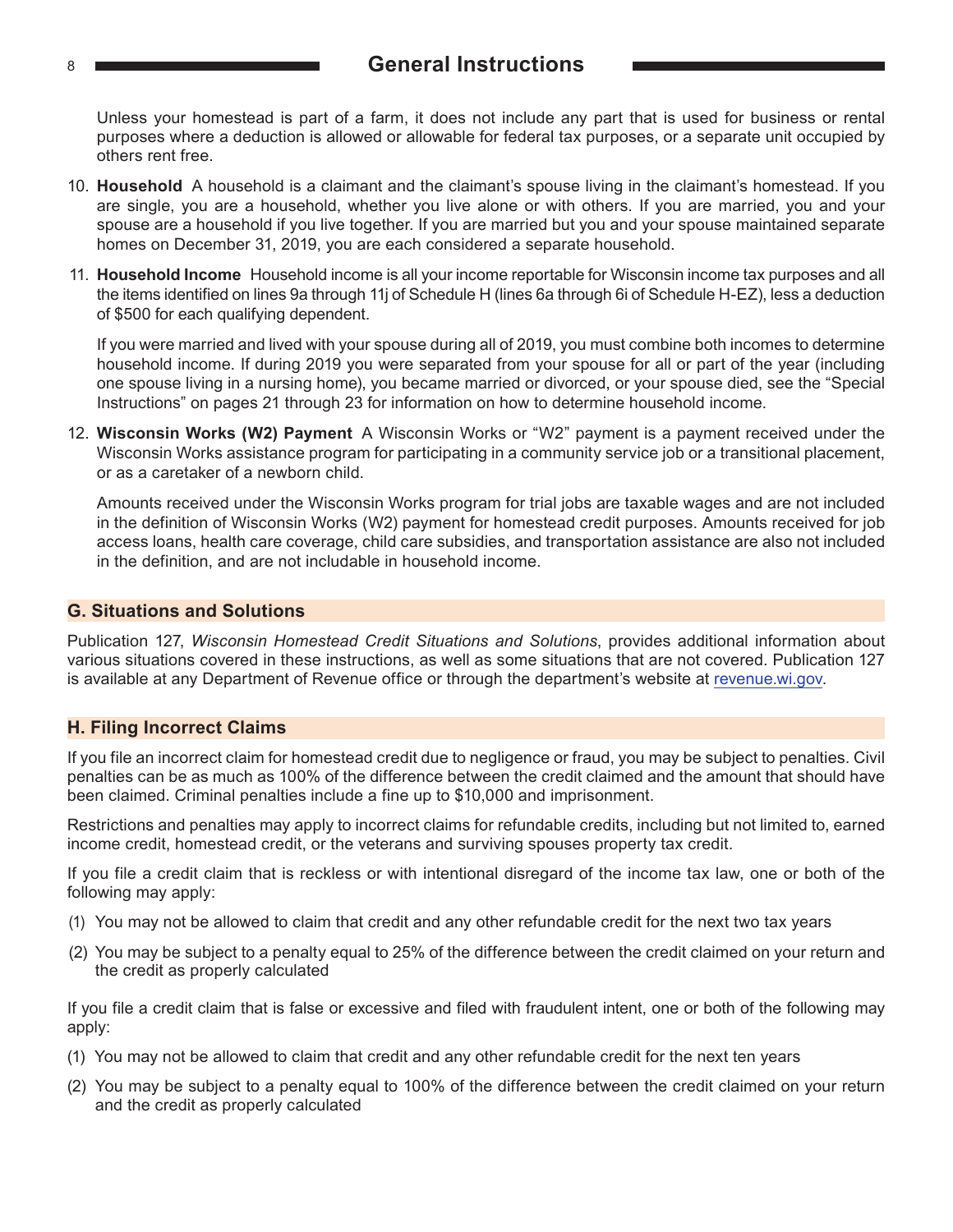Unless your homestead is part of a farm, it does not include any part that is used for business or rental purposes where a deduction is allowed or allowable for federal tax purposes, or a separate unit occupied by others rent free.

10. **Household** A household is a claimant and the claimant's spouse living in the claimant's homestead. If you are single, you are a household, whether you live alone or with others. If you are married, you and your spouse are a household if you live together. If you are married but you and your spouse maintained separate homes on December 31, 2019, you are each considered a separate household.

11. **Household Income** Household income is all your income reportable for Wisconsin income tax purposes and all the items identified on lines 9a through 11j of Schedule H (lines 6a through 6i of Schedule H-EZ), less a deduction of $500 for each qualifying dependent.

    If you were married and lived with your spouse during all of 2019, you must combine both incomes to determine household income. If during 2019 you were separated from your spouse for all or part of the year (including one spouse living in a nursing home), you became married or divorced, or your spouse died, see the "Special Instructions" on pages 21 through 23 for information on how to determine household income.

12. **Wisconsin Works (W2) Payment** A Wisconsin Works or "W2" payment is a payment received under the Wisconsin Works assistance program for participating in a community service job or a transitional placement, or as a caretaker of a newborn child.

    Amounts received under the Wisconsin Works program for trial jobs are taxable wages and are not included in the definition of Wisconsin Works (W2) payment for homestead credit purposes. Amounts received for job access loans, health care coverage, child care subsidies, and transportation assistance are also not included in the definition, and are not includable in household income.

## G. Situations and Solutions

Publication 127, *Wisconsin Homestead Credit Situations and Solutions*, provides additional information about various situations covered in these instructions, as well as some situations that are not covered. Publication 127 is available at any Department of Revenue office or through the department's website at revenue.wi.gov.

## H. Filing Incorrect Claims

If you file an incorrect claim for homestead credit due to negligence or fraud, you may be subject to penalties. Civil penalties can be as much as 100% of the difference between the credit claimed and the amount that should have been claimed. Criminal penalties include a fine up to $10,000 and imprisonment.

Restrictions and penalties may apply to incorrect claims for refundable credits, including but not limited to, earned income credit, homestead credit, or the veterans and surviving spouses property tax credit.

If you file a credit claim that is reckless or with intentional disregard of the income tax law, one or both of the following may apply:

(1) You may not be allowed to claim that credit and any other refundable credit for the next two tax years

(2) You may be subject to a penalty equal to 25% of the difference between the credit claimed on your return and the credit as properly calculated

If you file a credit claim that is false or excessive and filed with fraudulent intent, one or both of the following may apply:

(1) You may not be allowed to claim that credit and any other refundable credit for the next ten years

(2) You may be subject to a penalty equal to 100% of the difference between the credit claimed on your return and the credit as properly calculated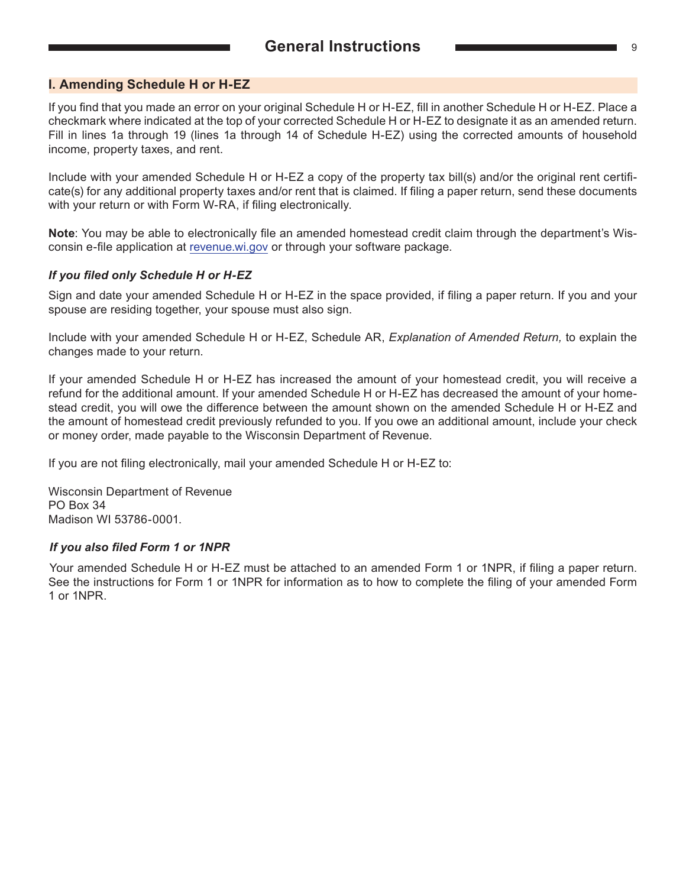## I. Amending Schedule H or H-EZ

If you find that you made an error on your original Schedule H or H-EZ, fill in another Schedule H or H-EZ. Place a checkmark where indicated at the top of your corrected Schedule H or H-EZ to designate it as an amended return. Fill in lines 1a through 19 (lines 1a through 14 of Schedule H-EZ) using the corrected amounts of household income, property taxes, and rent.

Include with your amended Schedule H or H-EZ a copy of the property tax bill(s) and/or the original rent certificate(s) for any additional property taxes and/or rent that is claimed. If filing a paper return, send these documents with your return or with Form W-RA, if filing electronically.

**Note**: You may be able to electronically file an amended homestead credit claim through the department's Wisconsin e-file application at revenue.wi.gov or through your software package.

### *If you filed only Schedule H or H-EZ*

Sign and date your amended Schedule H or H-EZ in the space provided, if filing a paper return. If you and your spouse are residing together, your spouse must also sign.

Include with your amended Schedule H or H-EZ, Schedule AR, *Explanation of Amended Return,* to explain the changes made to your return.

If your amended Schedule H or H-EZ has increased the amount of your homestead credit, you will receive a refund for the additional amount. If your amended Schedule H or H-EZ has decreased the amount of your homestead credit, you will owe the difference between the amount shown on the amended Schedule H or H-EZ and the amount of homestead credit previously refunded to you. If you owe an additional amount, include your check or money order, made payable to the Wisconsin Department of Revenue.

If you are not filing electronically, mail your amended Schedule H or H-EZ to:

Wisconsin Department of Revenue
PO Box 34
Madison WI 53786-0001.

### *If you also filed Form 1 or 1NPR*

Your amended Schedule H or H-EZ must be attached to an amended Form 1 or 1NPR, if filing a paper return. See the instructions for Form 1 or 1NPR for information as to how to complete the filing of your amended Form 1 or 1NPR.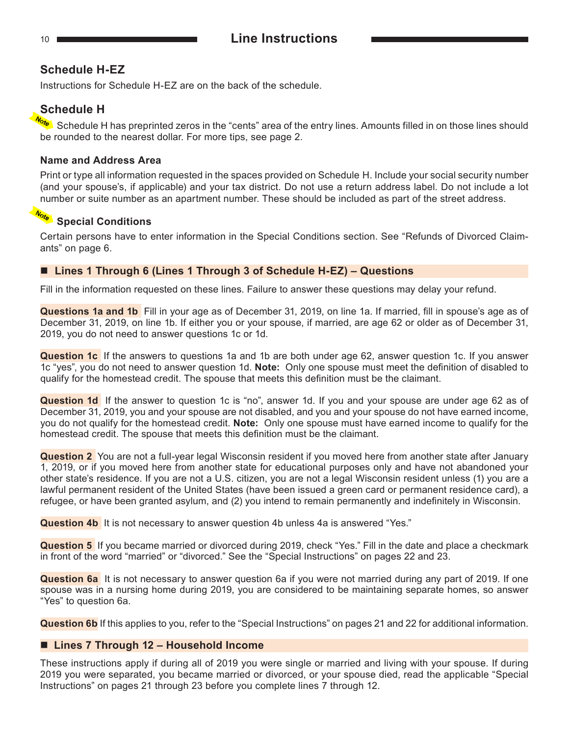# Line Instructions

## Schedule H-EZ

Instructions for Schedule H-EZ are on the back of the schedule.

## Schedule H

Note Schedule H has preprinted zeros in the "cents" area of the entry lines. Amounts filled in on those lines should be rounded to the nearest dollar. For more tips, see page 2.

### Name and Address Area

Print or type all information requested in the spaces provided on Schedule H. Include your social security number (and your spouse's, if applicable) and your tax district. Do not use a return address label. Do not include a lot number or suite number as an apartment number. These should be included as part of the street address.

### Note Special Conditions

Certain persons have to enter information in the Special Conditions section. See "Refunds of Divorced Claimants" on page 6.

### ■ Lines 1 Through 6 (Lines 1 Through 3 of Schedule H-EZ) – Questions

Fill in the information requested on these lines. Failure to answer these questions may delay your refund.

**Questions 1a and 1b** Fill in your age as of December 31, 2019, on line 1a. If married, fill in spouse's age as of December 31, 2019, on line 1b. If either you or your spouse, if married, are age 62 or older as of December 31, 2019, you do not need to answer questions 1c or 1d.

**Question 1c** If the answers to questions 1a and 1b are both under age 62, answer question 1c. If you answer 1c "yes", you do not need to answer question 1d. **Note:** Only one spouse must meet the definition of disabled to qualify for the homestead credit. The spouse that meets this definition must be the claimant.

**Question 1d** If the answer to question 1c is "no", answer 1d. If you and your spouse are under age 62 as of December 31, 2019, you and your spouse are not disabled, and you and your spouse do not have earned income, you do not qualify for the homestead credit. **Note:** Only one spouse must have earned income to qualify for the homestead credit. The spouse that meets this definition must be the claimant.

**Question 2** You are not a full-year legal Wisconsin resident if you moved here from another state after January 1, 2019, or if you moved here from another state for educational purposes only and have not abandoned your other state's residence. If you are not a U.S. citizen, you are not a legal Wisconsin resident unless (1) you are a lawful permanent resident of the United States (have been issued a green card or permanent residence card), a refugee, or have been granted asylum, and (2) you intend to remain permanently and indefinitely in Wisconsin.

**Question 4b** It is not necessary to answer question 4b unless 4a is answered "Yes."

**Question 5** If you became married or divorced during 2019, check "Yes." Fill in the date and place a checkmark in front of the word "married" or "divorced." See the "Special Instructions" on pages 22 and 23.

**Question 6a** It is not necessary to answer question 6a if you were not married during any part of 2019. If one spouse was in a nursing home during 2019, you are considered to be maintaining separate homes, so answer "Yes" to question 6a.

**Question 6b** If this applies to you, refer to the "Special Instructions" on pages 21 and 22 for additional information.

### ■ Lines 7 Through 12 – Household Income

These instructions apply if during all of 2019 you were single or married and living with your spouse. If during 2019 you were separated, you became married or divorced, or your spouse died, read the applicable "Special Instructions" on pages 21 through 23 before you complete lines 7 through 12.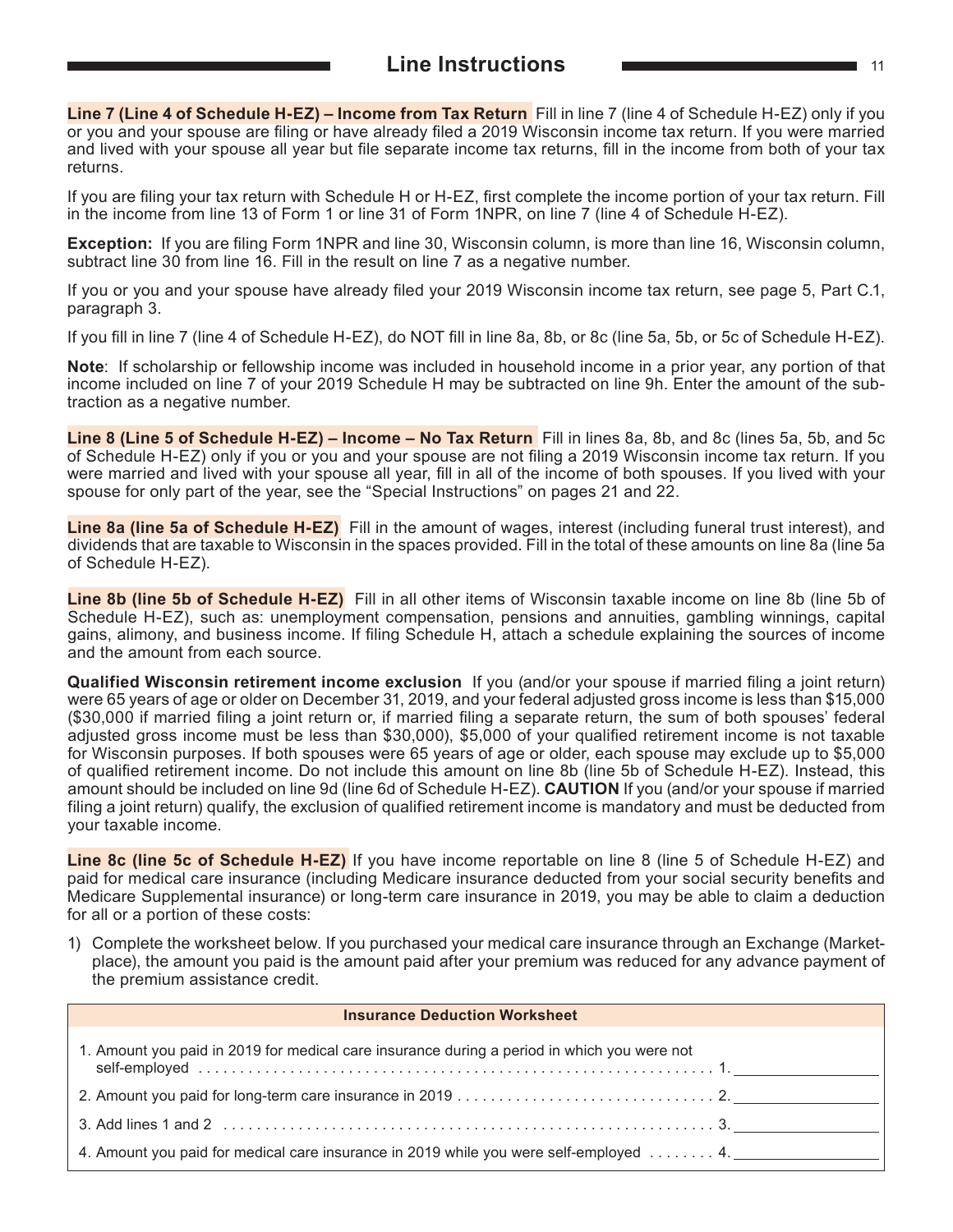## Line Instructions

**Line 7 (Line 4 of Schedule H-EZ) – Income from Tax Return** Fill in line 7 (line 4 of Schedule H-EZ) only if you or you and your spouse are filing or have already filed a 2019 Wisconsin income tax return. If you were married and lived with your spouse all year but file separate income tax returns, fill in the income from both of your tax returns.

If you are filing your tax return with Schedule H or H-EZ, first complete the income portion of your tax return. Fill in the income from line 13 of Form 1 or line 31 of Form 1NPR, on line 7 (line 4 of Schedule H-EZ).

**Exception:** If you are filing Form 1NPR and line 30, Wisconsin column, is more than line 16, Wisconsin column, subtract line 30 from line 16. Fill in the result on line 7 as a negative number.

If you or you and your spouse have already filed your 2019 Wisconsin income tax return, see page 5, Part C.1, paragraph 3.

If you fill in line 7 (line 4 of Schedule H-EZ), do NOT fill in line 8a, 8b, or 8c (line 5a, 5b, or 5c of Schedule H-EZ).

**Note**: If scholarship or fellowship income was included in household income in a prior year, any portion of that income included on line 7 of your 2019 Schedule H may be subtracted on line 9h. Enter the amount of the subtraction as a negative number.

**Line 8 (Line 5 of Schedule H-EZ) – Income – No Tax Return** Fill in lines 8a, 8b, and 8c (lines 5a, 5b, and 5c of Schedule H-EZ) only if you or you and your spouse are not filing a 2019 Wisconsin income tax return. If you were married and lived with your spouse all year, fill in all of the income of both spouses. If you lived with your spouse for only part of the year, see the "Special Instructions" on pages 21 and 22.

**Line 8a (line 5a of Schedule H-EZ)** Fill in the amount of wages, interest (including funeral trust interest), and dividends that are taxable to Wisconsin in the spaces provided. Fill in the total of these amounts on line 8a (line 5a of Schedule H-EZ).

**Line 8b (line 5b of Schedule H-EZ)** Fill in all other items of Wisconsin taxable income on line 8b (line 5b of Schedule H-EZ), such as: unemployment compensation, pensions and annuities, gambling winnings, capital gains, alimony, and business income. If filing Schedule H, attach a schedule explaining the sources of income and the amount from each source.

**Qualified Wisconsin retirement income exclusion** If you (and/or your spouse if married filing a joint return) were 65 years of age or older on December 31, 2019, and your federal adjusted gross income is less than $15,000 ($30,000 if married filing a joint return or, if married filing a separate return, the sum of both spouses' federal adjusted gross income must be less than $30,000), $5,000 of your qualified retirement income is not taxable for Wisconsin purposes. If both spouses were 65 years of age or older, each spouse may exclude up to $5,000 of qualified retirement income. Do not include this amount on line 8b (line 5b of Schedule H-EZ). Instead, this amount should be included on line 9d (line 6d of Schedule H-EZ). **CAUTION** If you (and/or your spouse if married filing a joint return) qualify, the exclusion of qualified retirement income is mandatory and must be deducted from your taxable income.

**Line 8c (line 5c of Schedule H-EZ)** If you have income reportable on line 8 (line 5 of Schedule H-EZ) and paid for medical care insurance (including Medicare insurance deducted from your social security benefits and Medicare Supplemental insurance) or long-term care insurance in 2019, you may be able to claim a deduction for all or a portion of these costs:

1) Complete the worksheet below. If you purchased your medical care insurance through an Exchange (Marketplace), the amount you paid is the amount paid after your premium was reduced for any advance payment of the premium assistance credit.

| Insurance Deduction Worksheet | |
|---|---|
| 1. Amount you paid in 2019 for medical care insurance during a period in which you were not self-employed . . . . . 1. | |
| 2. Amount you paid for long-term care insurance in 2019 . . . . . 2. | |
| 3. Add lines 1 and 2 . . . . . 3. | |
| 4. Amount you paid for medical care insurance in 2019 while you were self-employed . . . . . 4. | |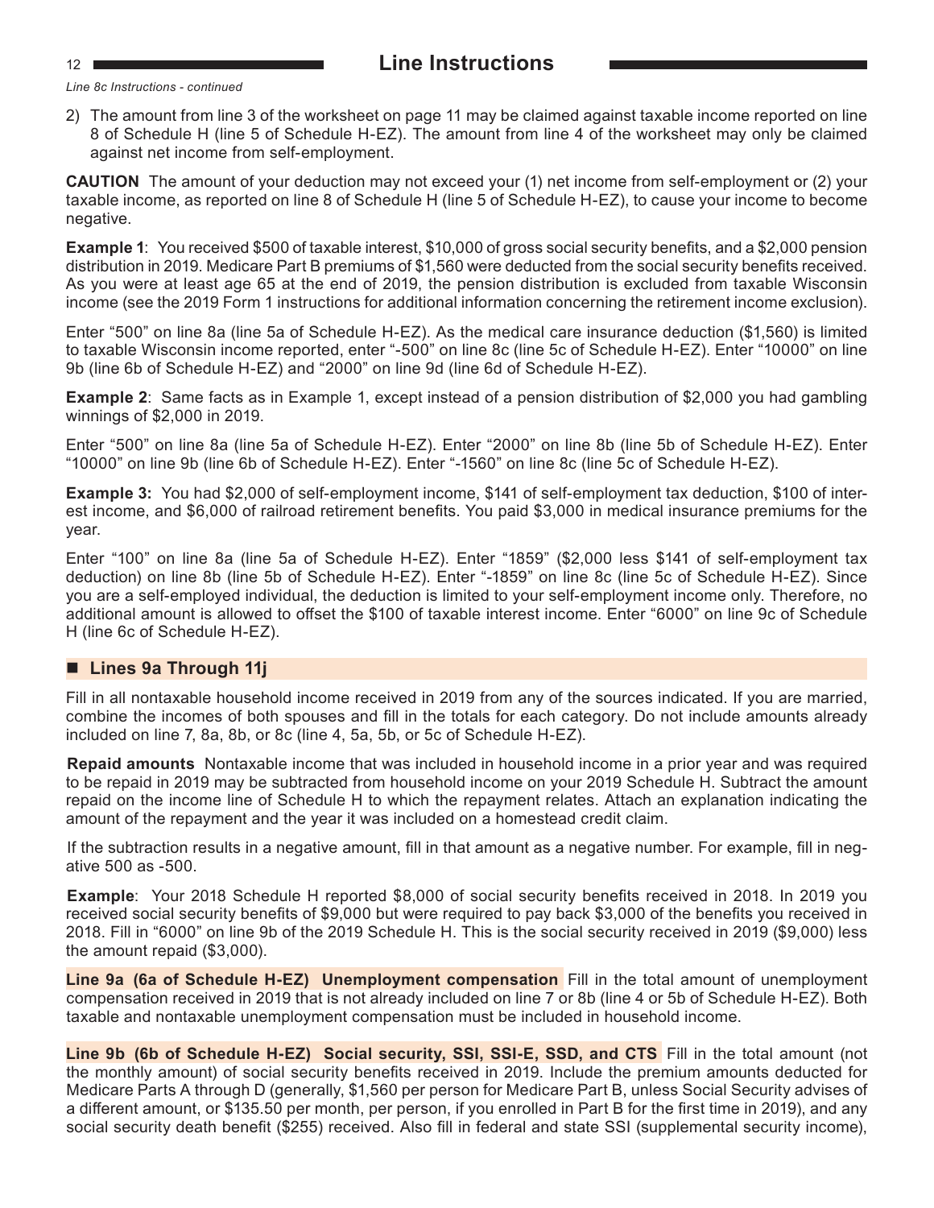*Line 8c Instructions - continued*

2) The amount from line 3 of the worksheet on page 11 may be claimed against taxable income reported on line 8 of Schedule H (line 5 of Schedule H-EZ). The amount from line 4 of the worksheet may only be claimed against net income from self-employment.

**CAUTION** The amount of your deduction may not exceed your (1) net income from self-employment or (2) your taxable income, as reported on line 8 of Schedule H (line 5 of Schedule H-EZ), to cause your income to become negative.

**Example 1**: You received $500 of taxable interest, $10,000 of gross social security benefits, and a $2,000 pension distribution in 2019. Medicare Part B premiums of $1,560 were deducted from the social security benefits received. As you were at least age 65 at the end of 2019, the pension distribution is excluded from taxable Wisconsin income (see the 2019 Form 1 instructions for additional information concerning the retirement income exclusion).

Enter "500" on line 8a (line 5a of Schedule H-EZ). As the medical care insurance deduction ($1,560) is limited to taxable Wisconsin income reported, enter "-500" on line 8c (line 5c of Schedule H-EZ). Enter "10000" on line 9b (line 6b of Schedule H-EZ) and "2000" on line 9d (line 6d of Schedule H-EZ).

**Example 2**: Same facts as in Example 1, except instead of a pension distribution of $2,000 you had gambling winnings of $2,000 in 2019.

Enter "500" on line 8a (line 5a of Schedule H-EZ). Enter "2000" on line 8b (line 5b of Schedule H-EZ). Enter "10000" on line 9b (line 6b of Schedule H-EZ). Enter "-1560" on line 8c (line 5c of Schedule H-EZ).

**Example 3:** You had $2,000 of self-employment income, $141 of self-employment tax deduction, $100 of interest income, and $6,000 of railroad retirement benefits. You paid $3,000 in medical insurance premiums for the year.

Enter "100" on line 8a (line 5a of Schedule H-EZ). Enter "1859" ($2,000 less $141 of self-employment tax deduction) on line 8b (line 5b of Schedule H-EZ). Enter "-1859" on line 8c (line 5c of Schedule H-EZ). Since you are a self-employed individual, the deduction is limited to your self-employment income only. Therefore, no additional amount is allowed to offset the $100 of taxable interest income. Enter "6000" on line 9c of Schedule H (line 6c of Schedule H-EZ).

## ■ Lines 9a Through 11j

Fill in all nontaxable household income received in 2019 from any of the sources indicated. If you are married, combine the incomes of both spouses and fill in the totals for each category. Do not include amounts already included on line 7, 8a, 8b, or 8c (line 4, 5a, 5b, or 5c of Schedule H-EZ).

**Repaid amounts** Nontaxable income that was included in household income in a prior year and was required to be repaid in 2019 may be subtracted from household income on your 2019 Schedule H. Subtract the amount repaid on the income line of Schedule H to which the repayment relates. Attach an explanation indicating the amount of the repayment and the year it was included on a homestead credit claim.

If the subtraction results in a negative amount, fill in that amount as a negative number. For example, fill in negative 500 as -500.

**Example**: Your 2018 Schedule H reported $8,000 of social security benefits received in 2018. In 2019 you received social security benefits of $9,000 but were required to pay back $3,000 of the benefits you received in 2018. Fill in "6000" on line 9b of the 2019 Schedule H. This is the social security received in 2019 ($9,000) less the amount repaid ($3,000).

**Line 9a (6a of Schedule H-EZ) Unemployment compensation** Fill in the total amount of unemployment compensation received in 2019 that is not already included on line 7 or 8b (line 4 or 5b of Schedule H-EZ). Both taxable and nontaxable unemployment compensation must be included in household income.

**Line 9b (6b of Schedule H-EZ) Social security, SSI, SSI-E, SSD, and CTS** Fill in the total amount (not the monthly amount) of social security benefits received in 2019. Include the premium amounts deducted for Medicare Parts A through D (generally, $1,560 per person for Medicare Part B, unless Social Security advises of a different amount, or $135.50 per month, per person, if you enrolled in Part B for the first time in 2019), and any social security death benefit ($255) received. Also fill in federal and state SSI (supplemental security income),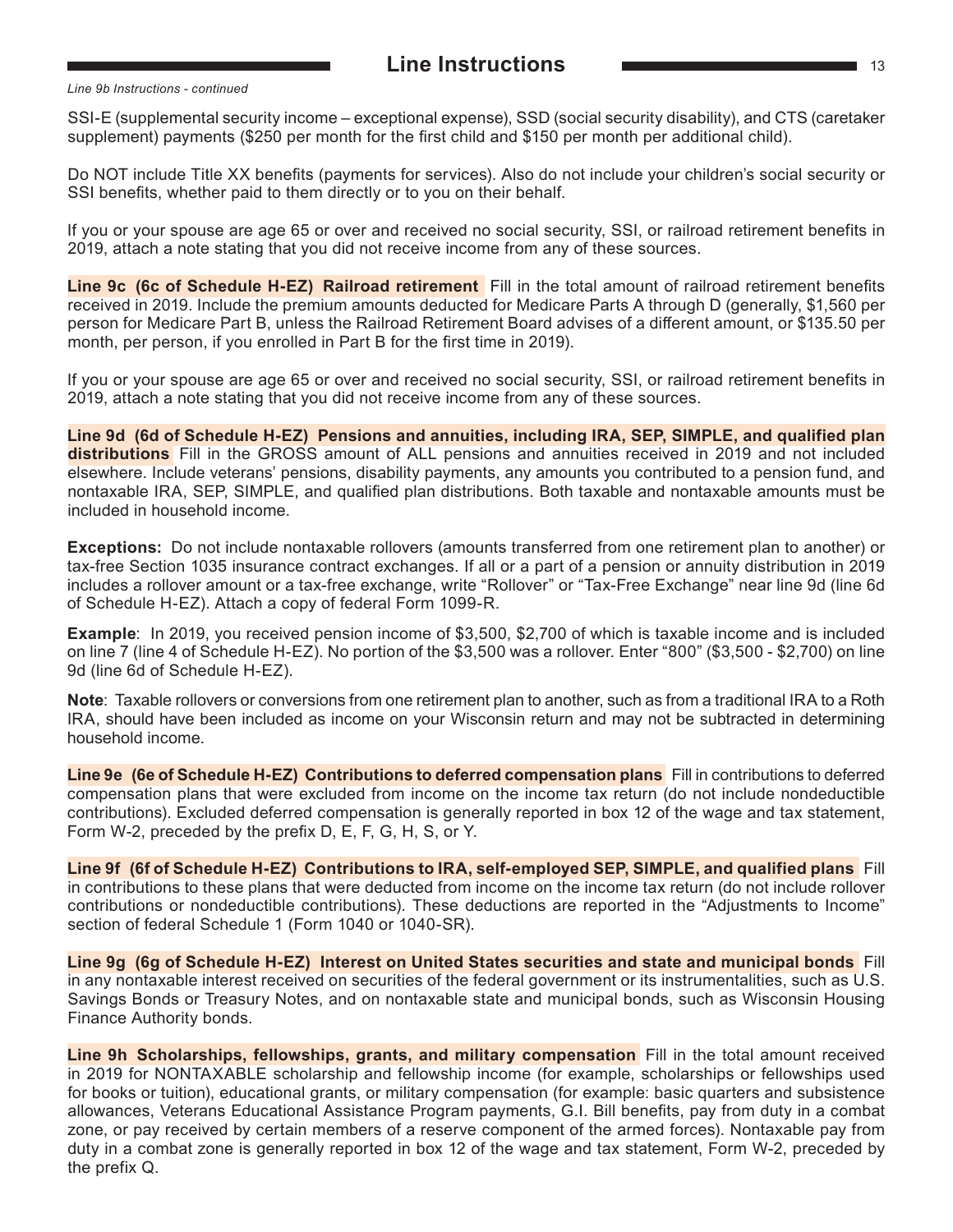*Line 9b Instructions - continued*

SSI-E (supplemental security income – exceptional expense), SSD (social security disability), and CTS (caretaker supplement) payments ($250 per month for the first child and $150 per month per additional child).

Do NOT include Title XX benefits (payments for services). Also do not include your children's social security or SSI benefits, whether paid to them directly or to you on their behalf.

If you or your spouse are age 65 or over and received no social security, SSI, or railroad retirement benefits in 2019, attach a note stating that you did not receive income from any of these sources.

**Line 9c (6c of Schedule H-EZ) Railroad retirement** Fill in the total amount of railroad retirement benefits received in 2019. Include the premium amounts deducted for Medicare Parts A through D (generally, $1,560 per person for Medicare Part B, unless the Railroad Retirement Board advises of a different amount, or $135.50 per month, per person, if you enrolled in Part B for the first time in 2019).

If you or your spouse are age 65 or over and received no social security, SSI, or railroad retirement benefits in 2019, attach a note stating that you did not receive income from any of these sources.

**Line 9d (6d of Schedule H-EZ) Pensions and annuities, including IRA, SEP, SIMPLE, and qualified plan distributions** Fill in the GROSS amount of ALL pensions and annuities received in 2019 and not included elsewhere. Include veterans' pensions, disability payments, any amounts you contributed to a pension fund, and nontaxable IRA, SEP, SIMPLE, and qualified plan distributions. Both taxable and nontaxable amounts must be included in household income.

**Exceptions:** Do not include nontaxable rollovers (amounts transferred from one retirement plan to another) or tax-free Section 1035 insurance contract exchanges. If all or a part of a pension or annuity distribution in 2019 includes a rollover amount or a tax-free exchange, write "Rollover" or "Tax-Free Exchange" near line 9d (line 6d of Schedule H-EZ). Attach a copy of federal Form 1099-R.

**Example**: In 2019, you received pension income of $3,500, $2,700 of which is taxable income and is included on line 7 (line 4 of Schedule H-EZ). No portion of the $3,500 was a rollover. Enter "800" ($3,500 - $2,700) on line 9d (line 6d of Schedule H-EZ).

**Note**: Taxable rollovers or conversions from one retirement plan to another, such as from a traditional IRA to a Roth IRA, should have been included as income on your Wisconsin return and may not be subtracted in determining household income.

**Line 9e (6e of Schedule H-EZ) Contributions to deferred compensation plans** Fill in contributions to deferred compensation plans that were excluded from income on the income tax return (do not include nondeductible contributions). Excluded deferred compensation is generally reported in box 12 of the wage and tax statement, Form W-2, preceded by the prefix D, E, F, G, H, S, or Y.

**Line 9f (6f of Schedule H-EZ) Contributions to IRA, self-employed SEP, SIMPLE, and qualified plans** Fill in contributions to these plans that were deducted from income on the income tax return (do not include rollover contributions or nondeductible contributions). These deductions are reported in the "Adjustments to Income" section of federal Schedule 1 (Form 1040 or 1040-SR).

**Line 9g (6g of Schedule H-EZ) Interest on United States securities and state and municipal bonds** Fill in any nontaxable interest received on securities of the federal government or its instrumentalities, such as U.S. Savings Bonds or Treasury Notes, and on nontaxable state and municipal bonds, such as Wisconsin Housing Finance Authority bonds.

**Line 9h Scholarships, fellowships, grants, and military compensation** Fill in the total amount received in 2019 for NONTAXABLE scholarship and fellowship income (for example, scholarships or fellowships used for books or tuition), educational grants, or military compensation (for example: basic quarters and subsistence allowances, Veterans Educational Assistance Program payments, G.I. Bill benefits, pay from duty in a combat zone, or pay received by certain members of a reserve component of the armed forces). Nontaxable pay from duty in a combat zone is generally reported in box 12 of the wage and tax statement, Form W-2, preceded by the prefix Q.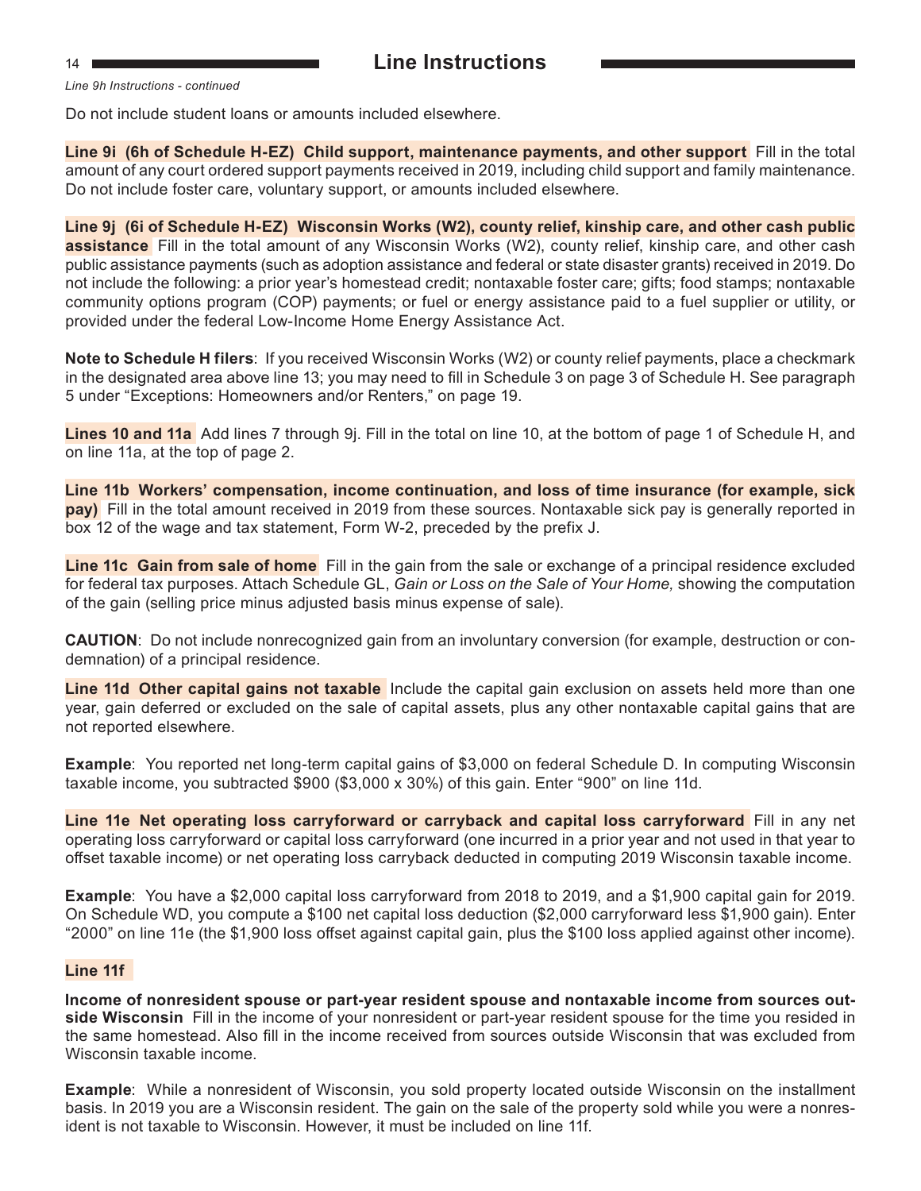*Line 9h Instructions - continued*

Do not include student loans or amounts included elsewhere.

**Line 9i (6h of Schedule H-EZ) Child support, maintenance payments, and other support** Fill in the total amount of any court ordered support payments received in 2019, including child support and family maintenance. Do not include foster care, voluntary support, or amounts included elsewhere.

**Line 9j (6i of Schedule H-EZ) Wisconsin Works (W2), county relief, kinship care, and other cash public assistance** Fill in the total amount of any Wisconsin Works (W2), county relief, kinship care, and other cash public assistance payments (such as adoption assistance and federal or state disaster grants) received in 2019. Do not include the following: a prior year's homestead credit; nontaxable foster care; gifts; food stamps; nontaxable community options program (COP) payments; or fuel or energy assistance paid to a fuel supplier or utility, or provided under the federal Low-Income Home Energy Assistance Act.

**Note to Schedule H filers**: If you received Wisconsin Works (W2) or county relief payments, place a checkmark in the designated area above line 13; you may need to fill in Schedule 3 on page 3 of Schedule H. See paragraph 5 under "Exceptions: Homeowners and/or Renters," on page 19.

**Lines 10 and 11a** Add lines 7 through 9j. Fill in the total on line 10, at the bottom of page 1 of Schedule H, and on line 11a, at the top of page 2.

**Line 11b Workers' compensation, income continuation, and loss of time insurance (for example, sick pay)** Fill in the total amount received in 2019 from these sources. Nontaxable sick pay is generally reported in box 12 of the wage and tax statement, Form W-2, preceded by the prefix J.

**Line 11c Gain from sale of home** Fill in the gain from the sale or exchange of a principal residence excluded for federal tax purposes. Attach Schedule GL, *Gain or Loss on the Sale of Your Home,* showing the computation of the gain (selling price minus adjusted basis minus expense of sale).

**CAUTION**: Do not include nonrecognized gain from an involuntary conversion (for example, destruction or condemnation) of a principal residence.

**Line 11d Other capital gains not taxable** Include the capital gain exclusion on assets held more than one year, gain deferred or excluded on the sale of capital assets, plus any other nontaxable capital gains that are not reported elsewhere.

**Example**: You reported net long-term capital gains of $3,000 on federal Schedule D. In computing Wisconsin taxable income, you subtracted $900 ($3,000 x 30%) of this gain. Enter "900" on line 11d.

**Line 11e Net operating loss carryforward or carryback and capital loss carryforward** Fill in any net operating loss carryforward or capital loss carryforward (one incurred in a prior year and not used in that year to offset taxable income) or net operating loss carryback deducted in computing 2019 Wisconsin taxable income.

**Example**: You have a $2,000 capital loss carryforward from 2018 to 2019, and a $1,900 capital gain for 2019. On Schedule WD, you compute a $100 net capital loss deduction ($2,000 carryforward less $1,900 gain). Enter "2000" on line 11e (the $1,900 loss offset against capital gain, plus the $100 loss applied against other income).

**Line 11f**

**Income of nonresident spouse or part-year resident spouse and nontaxable income from sources outside Wisconsin** Fill in the income of your nonresident or part-year resident spouse for the time you resided in the same homestead. Also fill in the income received from sources outside Wisconsin that was excluded from Wisconsin taxable income.

**Example**: While a nonresident of Wisconsin, you sold property located outside Wisconsin on the installment basis. In 2019 you are a Wisconsin resident. The gain on the sale of the property sold while you were a nonresident is not taxable to Wisconsin. However, it must be included on line 11f.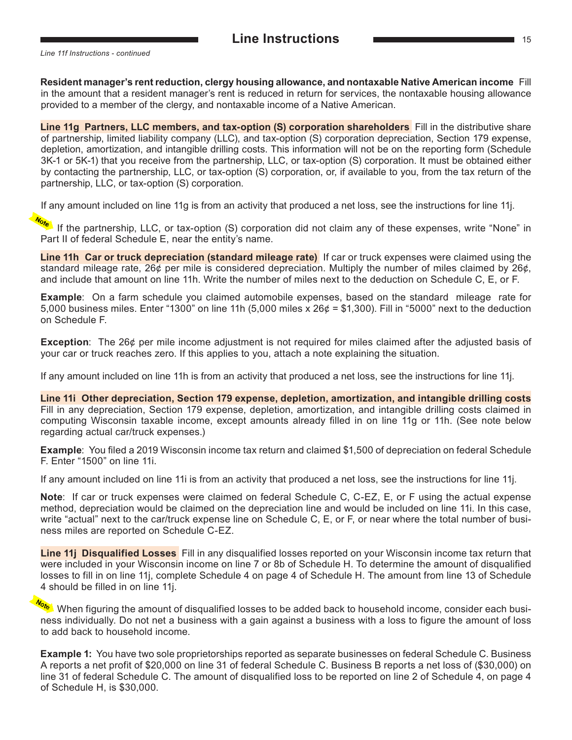*Line 11f Instructions - continued*

**Resident manager's rent reduction, clergy housing allowance, and nontaxable Native American income** Fill in the amount that a resident manager's rent is reduced in return for services, the nontaxable housing allowance provided to a member of the clergy, and nontaxable income of a Native American.

**Line 11g Partners, LLC members, and tax-option (S) corporation shareholders** Fill in the distributive share of partnership, limited liability company (LLC), and tax-option (S) corporation depreciation, Section 179 expense, depletion, amortization, and intangible drilling costs. This information will not be on the reporting form (Schedule 3K-1 or 5K-1) that you receive from the partnership, LLC, or tax-option (S) corporation. It must be obtained either by contacting the partnership, LLC, or tax-option (S) corporation, or, if available to you, from the tax return of the partnership, LLC, or tax-option (S) corporation.

If any amount included on line 11g is from an activity that produced a net loss, see the instructions for line 11j.

*Note* If the partnership, LLC, or tax-option (S) corporation did not claim any of these expenses, write "None" in Part II of federal Schedule E, near the entity's name.

**Line 11h Car or truck depreciation (standard mileage rate)** If car or truck expenses were claimed using the standard mileage rate, 26¢ per mile is considered depreciation. Multiply the number of miles claimed by 26¢, and include that amount on line 11h. Write the number of miles next to the deduction on Schedule C, E, or F.

**Example**: On a farm schedule you claimed automobile expenses, based on the standard mileage rate for 5,000 business miles. Enter "1300" on line 11h (5,000 miles x 26¢ = $1,300). Fill in "5000" next to the deduction on Schedule F.

**Exception**: The 26¢ per mile income adjustment is not required for miles claimed after the adjusted basis of your car or truck reaches zero. If this applies to you, attach a note explaining the situation.

If any amount included on line 11h is from an activity that produced a net loss, see the instructions for line 11j.

**Line 11i Other depreciation, Section 179 expense, depletion, amortization, and intangible drilling costs** Fill in any depreciation, Section 179 expense, depletion, amortization, and intangible drilling costs claimed in computing Wisconsin taxable income, except amounts already filled in on line 11g or 11h. (See note below regarding actual car/truck expenses.)

**Example**: You filed a 2019 Wisconsin income tax return and claimed $1,500 of depreciation on federal Schedule F. Enter "1500" on line 11i.

If any amount included on line 11i is from an activity that produced a net loss, see the instructions for line 11j.

**Note**: If car or truck expenses were claimed on federal Schedule C, C-EZ, E, or F using the actual expense method, depreciation would be claimed on the depreciation line and would be included on line 11i. In this case, write "actual" next to the car/truck expense line on Schedule C, E, or F, or near where the total number of business miles are reported on Schedule C-EZ.

**Line 11j Disqualified Losses** Fill in any disqualified losses reported on your Wisconsin income tax return that were included in your Wisconsin income on line 7 or 8b of Schedule H. To determine the amount of disqualified losses to fill in on line 11j, complete Schedule 4 on page 4 of Schedule H. The amount from line 13 of Schedule 4 should be filled in on line 11j.

*Note* When figuring the amount of disqualified losses to be added back to household income, consider each business individually. Do not net a business with a gain against a business with a loss to figure the amount of loss to add back to household income.

**Example 1:** You have two sole proprietorships reported as separate businesses on federal Schedule C. Business A reports a net profit of $20,000 on line 31 of federal Schedule C. Business B reports a net loss of ($30,000) on line 31 of federal Schedule C. The amount of disqualified loss to be reported on line 2 of Schedule 4, on page 4 of Schedule H, is $30,000.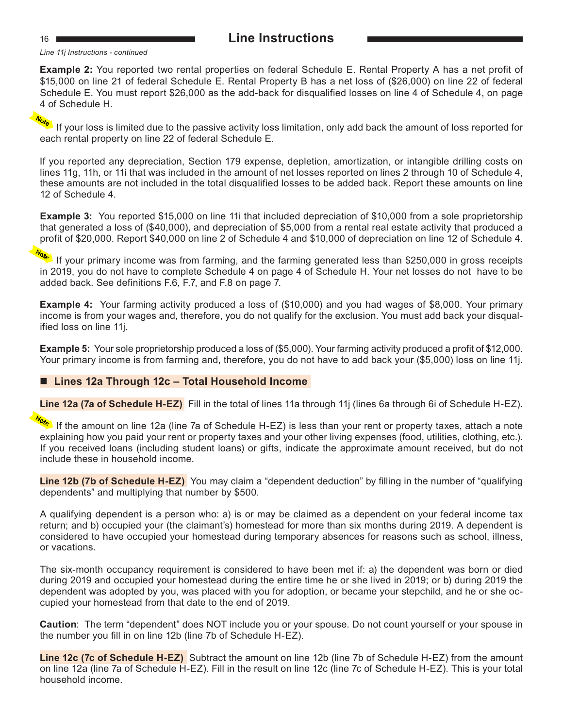*Line 11j Instructions - continued*

**Example 2:** You reported two rental properties on federal Schedule E. Rental Property A has a net profit of $15,000 on line 21 of federal Schedule E. Rental Property B has a net loss of ($26,000) on line 22 of federal Schedule E. You must report $26,000 as the add-back for disqualified losses on line 4 of Schedule 4, on page 4 of Schedule H.

**Note** If your loss is limited due to the passive activity loss limitation, only add back the amount of loss reported for each rental property on line 22 of federal Schedule E.

If you reported any depreciation, Section 179 expense, depletion, amortization, or intangible drilling costs on lines 11g, 11h, or 11i that was included in the amount of net losses reported on lines 2 through 10 of Schedule 4, these amounts are not included in the total disqualified losses to be added back. Report these amounts on line 12 of Schedule 4.

**Example 3:** You reported $15,000 on line 11i that included depreciation of $10,000 from a sole proprietorship that generated a loss of ($40,000), and depreciation of $5,000 from a rental real estate activity that produced a profit of $20,000. Report $40,000 on line 2 of Schedule 4 and $10,000 of depreciation on line 12 of Schedule 4.

**Note** If your primary income was from farming, and the farming generated less than $250,000 in gross receipts in 2019, you do not have to complete Schedule 4 on page 4 of Schedule H. Your net losses do not have to be added back. See definitions F.6, F.7, and F.8 on page 7.

**Example 4:** Your farming activity produced a loss of ($10,000) and you had wages of $8,000. Your primary income is from your wages and, therefore, you do not qualify for the exclusion. You must add back your disqualified loss on line 11j.

**Example 5:** Your sole proprietorship produced a loss of ($5,000). Your farming activity produced a profit of $12,000. Your primary income is from farming and, therefore, you do not have to add back your ($5,000) loss on line 11j.

## ■ Lines 12a Through 12c – Total Household Income

**Line 12a (7a of Schedule H-EZ)** Fill in the total of lines 11a through 11j (lines 6a through 6i of Schedule H-EZ).

**Note** If the amount on line 12a (line 7a of Schedule H-EZ) is less than your rent or property taxes, attach a note explaining how you paid your rent or property taxes and your other living expenses (food, utilities, clothing, etc.). If you received loans (including student loans) or gifts, indicate the approximate amount received, but do not include these in household income.

**Line 12b (7b of Schedule H-EZ)** You may claim a "dependent deduction" by filling in the number of "qualifying dependents" and multiplying that number by $500.

A qualifying dependent is a person who: a) is or may be claimed as a dependent on your federal income tax return; and b) occupied your (the claimant's) homestead for more than six months during 2019. A dependent is considered to have occupied your homestead during temporary absences for reasons such as school, illness, or vacations.

The six-month occupancy requirement is considered to have been met if: a) the dependent was born or died during 2019 and occupied your homestead during the entire time he or she lived in 2019; or b) during 2019 the dependent was adopted by you, was placed with you for adoption, or became your stepchild, and he or she occupied your homestead from that date to the end of 2019.

**Caution**: The term "dependent" does NOT include you or your spouse. Do not count yourself or your spouse in the number you fill in on line 12b (line 7b of Schedule H-EZ).

**Line 12c (7c of Schedule H-EZ)** Subtract the amount on line 12b (line 7b of Schedule H-EZ) from the amount on line 12a (line 7a of Schedule H-EZ). Fill in the result on line 12c (line 7c of Schedule H-EZ). This is your total household income.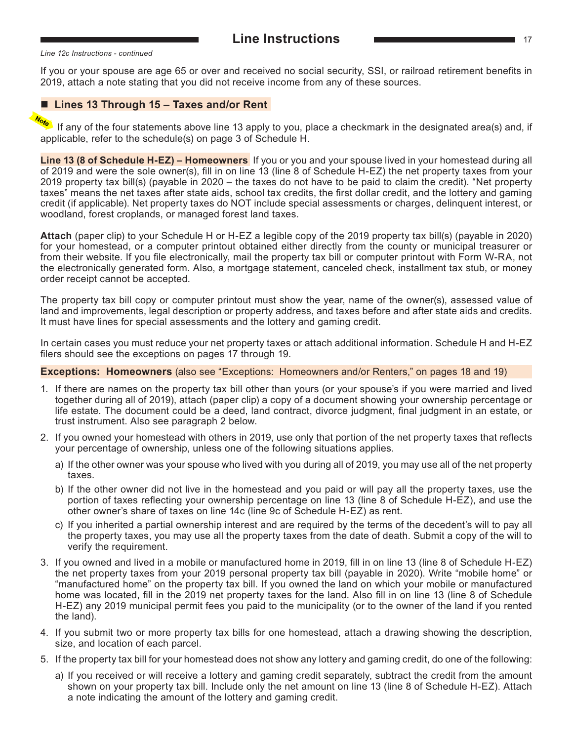*Line 12c Instructions - continued*

If you or your spouse are age 65 or over and received no social security, SSI, or railroad retirement benefits in 2019, attach a note stating that you did not receive income from any of these sources.

## ■ Lines 13 Through 15 – Taxes and/or Rent

Note If any of the four statements above line 13 apply to you, place a checkmark in the designated area(s) and, if applicable, refer to the schedule(s) on page 3 of Schedule H.

**Line 13 (8 of Schedule H-EZ) – Homeowners** If you or you and your spouse lived in your homestead during all of 2019 and were the sole owner(s), fill in on line 13 (line 8 of Schedule H-EZ) the net property taxes from your 2019 property tax bill(s) (payable in 2020 – the taxes do not have to be paid to claim the credit). "Net property taxes" means the net taxes after state aids, school tax credits, the first dollar credit, and the lottery and gaming credit (if applicable). Net property taxes do NOT include special assessments or charges, delinquent interest, or woodland, forest croplands, or managed forest land taxes.

**Attach** (paper clip) to your Schedule H or H-EZ a legible copy of the 2019 property tax bill(s) (payable in 2020) for your homestead, or a computer printout obtained either directly from the county or municipal treasurer or from their website. If you file electronically, mail the property tax bill or computer printout with Form W-RA, not the electronically generated form. Also, a mortgage statement, canceled check, installment tax stub, or money order receipt cannot be accepted.

The property tax bill copy or computer printout must show the year, name of the owner(s), assessed value of land and improvements, legal description or property address, and taxes before and after state aids and credits. It must have lines for special assessments and the lottery and gaming credit.

In certain cases you must reduce your net property taxes or attach additional information. Schedule H and H-EZ filers should see the exceptions on pages 17 through 19.

**Exceptions: Homeowners** (also see "Exceptions: Homeowners and/or Renters," on pages 18 and 19)

1. If there are names on the property tax bill other than yours (or your spouse's if you were married and lived together during all of 2019), attach (paper clip) a copy of a document showing your ownership percentage or life estate. The document could be a deed, land contract, divorce judgment, final judgment in an estate, or trust instrument. Also see paragraph 2 below.

2. If you owned your homestead with others in 2019, use only that portion of the net property taxes that reflects your percentage of ownership, unless one of the following situations applies.

   a) If the other owner was your spouse who lived with you during all of 2019, you may use all of the net property taxes.

   b) If the other owner did not live in the homestead and you paid or will pay all the property taxes, use the portion of taxes reflecting your ownership percentage on line 13 (line 8 of Schedule H-EZ), and use the other owner's share of taxes on line 14c (line 9c of Schedule H-EZ) as rent.

   c) If you inherited a partial ownership interest and are required by the terms of the decedent's will to pay all the property taxes, you may use all the property taxes from the date of death. Submit a copy of the will to verify the requirement.

3. If you owned and lived in a mobile or manufactured home in 2019, fill in on line 13 (line 8 of Schedule H-EZ) the net property taxes from your 2019 personal property tax bill (payable in 2020). Write "mobile home" or "manufactured home" on the property tax bill. If you owned the land on which your mobile or manufactured home was located, fill in the 2019 net property taxes for the land. Also fill in on line 13 (line 8 of Schedule H-EZ) any 2019 municipal permit fees you paid to the municipality (or to the owner of the land if you rented the land).

4. If you submit two or more property tax bills for one homestead, attach a drawing showing the description, size, and location of each parcel.

5. If the property tax bill for your homestead does not show any lottery and gaming credit, do one of the following:

   a) If you received or will receive a lottery and gaming credit separately, subtract the credit from the amount shown on your property tax bill. Include only the net amount on line 13 (line 8 of Schedule H-EZ). Attach a note indicating the amount of the lottery and gaming credit.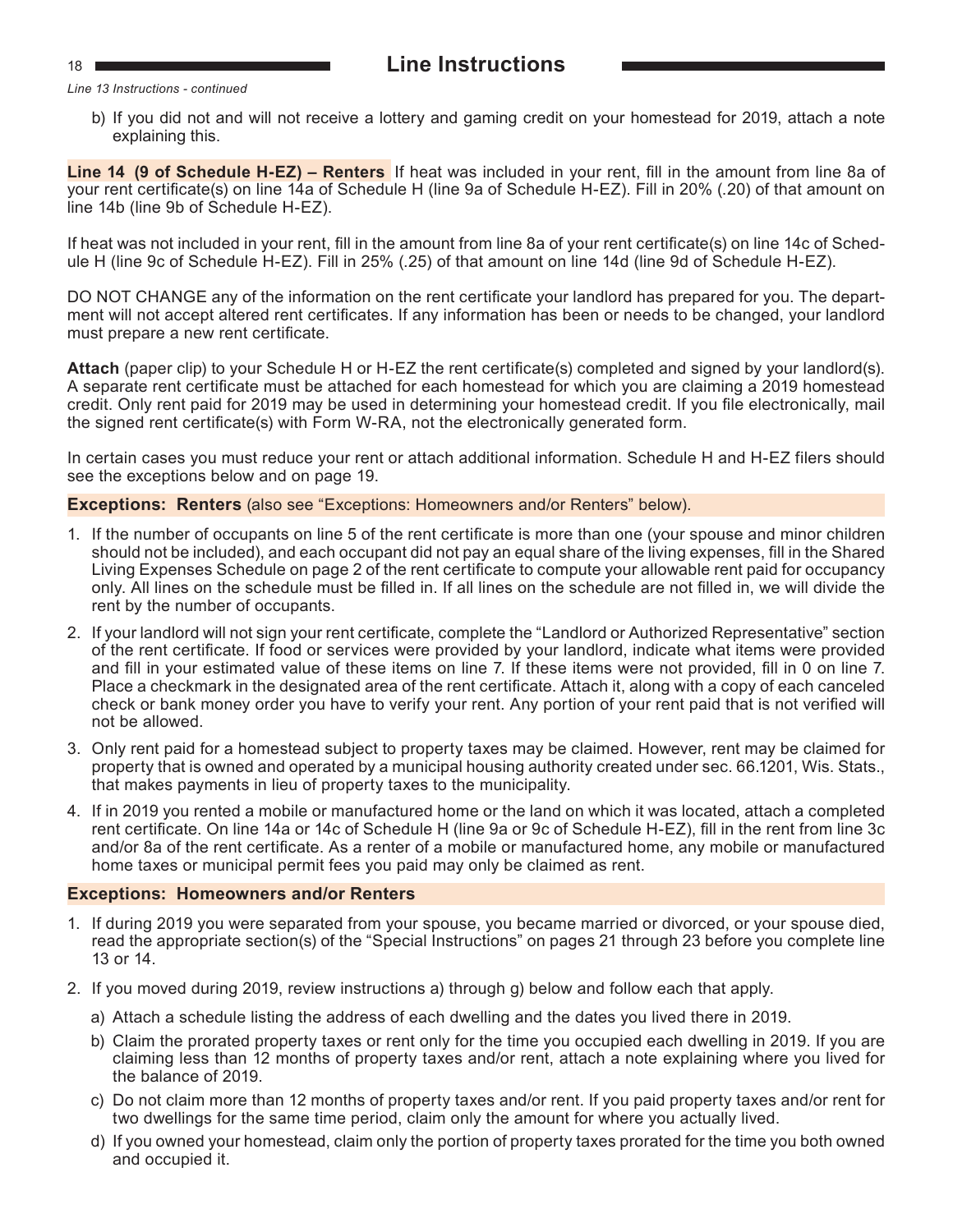*Line 13 Instructions - continued*

b) If you did not and will not receive a lottery and gaming credit on your homestead for 2019, attach a note explaining this.

**Line 14 (9 of Schedule H-EZ) – Renters** If heat was included in your rent, fill in the amount from line 8a of your rent certificate(s) on line 14a of Schedule H (line 9a of Schedule H-EZ). Fill in 20% (.20) of that amount on line 14b (line 9b of Schedule H-EZ).

If heat was not included in your rent, fill in the amount from line 8a of your rent certificate(s) on line 14c of Schedule H (line 9c of Schedule H-EZ). Fill in 25% (.25) of that amount on line 14d (line 9d of Schedule H-EZ).

DO NOT CHANGE any of the information on the rent certificate your landlord has prepared for you. The department will not accept altered rent certificates. If any information has been or needs to be changed, your landlord must prepare a new rent certificate.

**Attach** (paper clip) to your Schedule H or H-EZ the rent certificate(s) completed and signed by your landlord(s). A separate rent certificate must be attached for each homestead for which you are claiming a 2019 homestead credit. Only rent paid for 2019 may be used in determining your homestead credit. If you file electronically, mail the signed rent certificate(s) with Form W-RA, not the electronically generated form.

In certain cases you must reduce your rent or attach additional information. Schedule H and H-EZ filers should see the exceptions below and on page 19.

**Exceptions: Renters** (also see "Exceptions: Homeowners and/or Renters" below).

1. If the number of occupants on line 5 of the rent certificate is more than one (your spouse and minor children should not be included), and each occupant did not pay an equal share of the living expenses, fill in the Shared Living Expenses Schedule on page 2 of the rent certificate to compute your allowable rent paid for occupancy only. All lines on the schedule must be filled in. If all lines on the schedule are not filled in, we will divide the rent by the number of occupants.
2. If your landlord will not sign your rent certificate, complete the "Landlord or Authorized Representative" section of the rent certificate. If food or services were provided by your landlord, indicate what items were provided and fill in your estimated value of these items on line 7. If these items were not provided, fill in 0 on line 7. Place a checkmark in the designated area of the rent certificate. Attach it, along with a copy of each canceled check or bank money order you have to verify your rent. Any portion of your rent paid that is not verified will not be allowed.
3. Only rent paid for a homestead subject to property taxes may be claimed. However, rent may be claimed for property that is owned and operated by a municipal housing authority created under sec. 66.1201, Wis. Stats., that makes payments in lieu of property taxes to the municipality.
4. If in 2019 you rented a mobile or manufactured home or the land on which it was located, attach a completed rent certificate. On line 14a or 14c of Schedule H (line 9a or 9c of Schedule H-EZ), fill in the rent from line 3c and/or 8a of the rent certificate. As a renter of a mobile or manufactured home, any mobile or manufactured home taxes or municipal permit fees you paid may only be claimed as rent.

**Exceptions: Homeowners and/or Renters**

1. If during 2019 you were separated from your spouse, you became married or divorced, or your spouse died, read the appropriate section(s) of the "Special Instructions" on pages 21 through 23 before you complete line 13 or 14.
2. If you moved during 2019, review instructions a) through g) below and follow each that apply.
   a) Attach a schedule listing the address of each dwelling and the dates you lived there in 2019.
   b) Claim the prorated property taxes or rent only for the time you occupied each dwelling in 2019. If you are claiming less than 12 months of property taxes and/or rent, attach a note explaining where you lived for the balance of 2019.
   c) Do not claim more than 12 months of property taxes and/or rent. If you paid property taxes and/or rent for two dwellings for the same time period, claim only the amount for where you actually lived.
   d) If you owned your homestead, claim only the portion of property taxes prorated for the time you both owned and occupied it.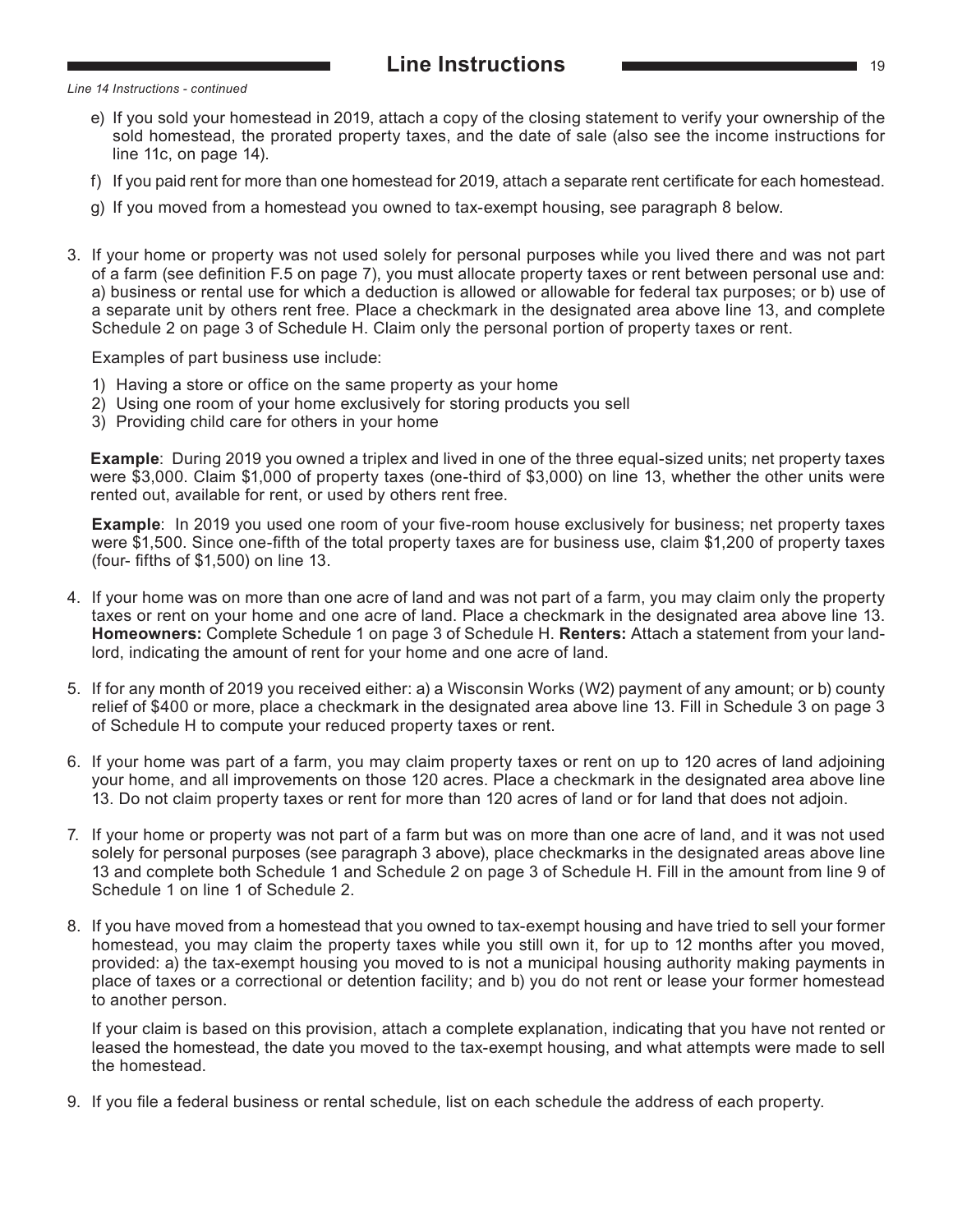## Line Instructions

*Line 14 Instructions - continued*

e) If you sold your homestead in 2019, attach a copy of the closing statement to verify your ownership of the sold homestead, the prorated property taxes, and the date of sale (also see the income instructions for line 11c, on page 14).

f) If you paid rent for more than one homestead for 2019, attach a separate rent certificate for each homestead.

g) If you moved from a homestead you owned to tax-exempt housing, see paragraph 8 below.

3. If your home or property was not used solely for personal purposes while you lived there and was not part of a farm (see definition F.5 on page 7), you must allocate property taxes or rent between personal use and: a) business or rental use for which a deduction is allowed or allowable for federal tax purposes; or b) use of a separate unit by others rent free. Place a checkmark in the designated area above line 13, and complete Schedule 2 on page 3 of Schedule H. Claim only the personal portion of property taxes or rent.

   Examples of part business use include:

   1) Having a store or office on the same property as your home
   2) Using one room of your home exclusively for storing products you sell
   3) Providing child care for others in your home

   **Example**: During 2019 you owned a triplex and lived in one of the three equal-sized units; net property taxes were $3,000. Claim $1,000 of property taxes (one-third of $3,000) on line 13, whether the other units were rented out, available for rent, or used by others rent free.

   **Example**: In 2019 you used one room of your five-room house exclusively for business; net property taxes were $1,500. Since one-fifth of the total property taxes are for business use, claim $1,200 of property taxes (four- fifths of $1,500) on line 13.

4. If your home was on more than one acre of land and was not part of a farm, you may claim only the property taxes or rent on your home and one acre of land. Place a checkmark in the designated area above line 13. **Homeowners:** Complete Schedule 1 on page 3 of Schedule H. **Renters:** Attach a statement from your landlord, indicating the amount of rent for your home and one acre of land.

5. If for any month of 2019 you received either: a) a Wisconsin Works (W2) payment of any amount; or b) county relief of $400 or more, place a checkmark in the designated area above line 13. Fill in Schedule 3 on page 3 of Schedule H to compute your reduced property taxes or rent.

6. If your home was part of a farm, you may claim property taxes or rent on up to 120 acres of land adjoining your home, and all improvements on those 120 acres. Place a checkmark in the designated area above line 13. Do not claim property taxes or rent for more than 120 acres of land or for land that does not adjoin.

7. If your home or property was not part of a farm but was on more than one acre of land, and it was not used solely for personal purposes (see paragraph 3 above), place checkmarks in the designated areas above line 13 and complete both Schedule 1 and Schedule 2 on page 3 of Schedule H. Fill in the amount from line 9 of Schedule 1 on line 1 of Schedule 2.

8. If you have moved from a homestead that you owned to tax-exempt housing and have tried to sell your former homestead, you may claim the property taxes while you still own it, for up to 12 months after you moved, provided: a) the tax-exempt housing you moved to is not a municipal housing authority making payments in place of taxes or a correctional or detention facility; and b) you do not rent or lease your former homestead to another person.

   If your claim is based on this provision, attach a complete explanation, indicating that you have not rented or leased the homestead, the date you moved to the tax-exempt housing, and what attempts were made to sell the homestead.

9. If you file a federal business or rental schedule, list on each schedule the address of each property.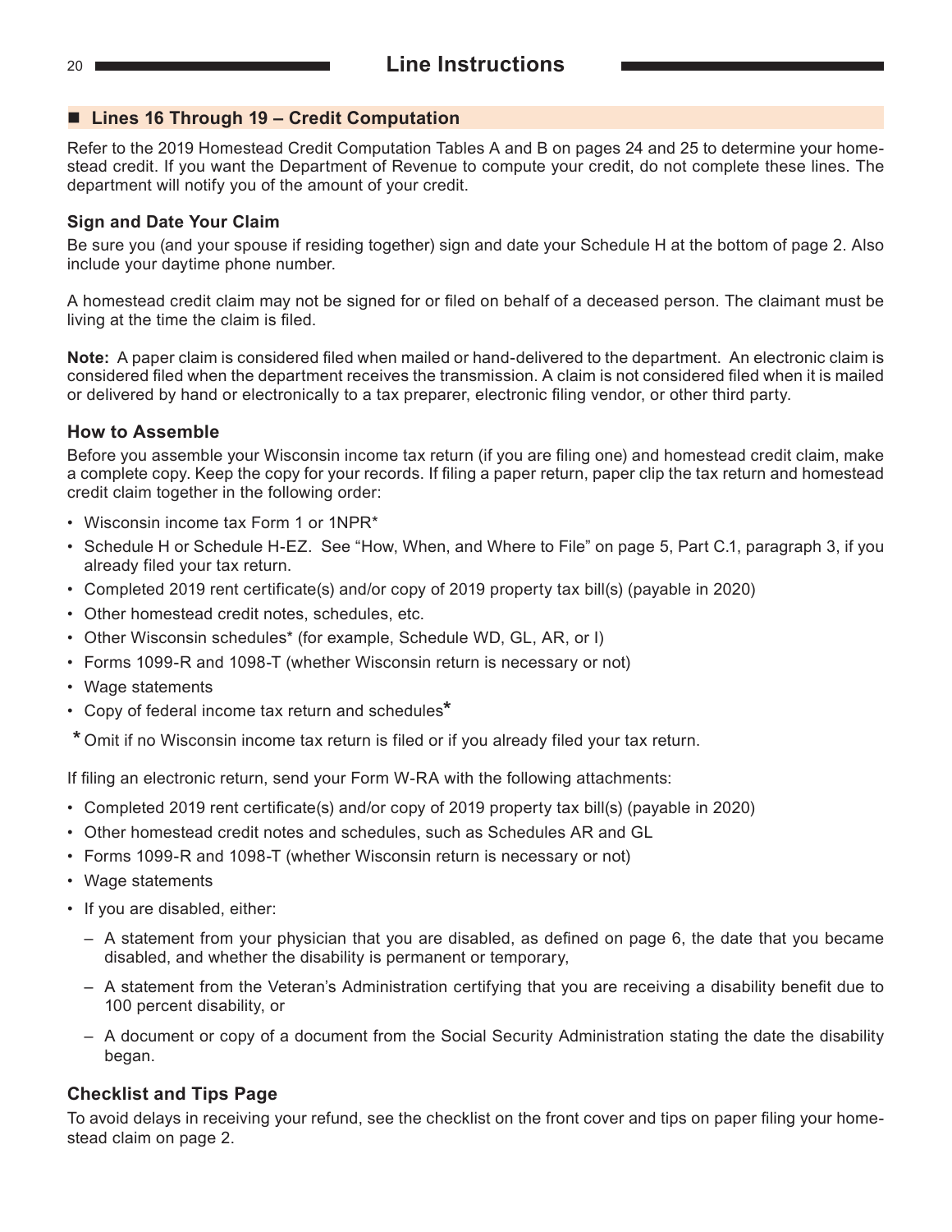## Line Instructions

### ■ Lines 16 Through 19 – Credit Computation

Refer to the 2019 Homestead Credit Computation Tables A and B on pages 24 and 25 to determine your homestead credit. If you want the Department of Revenue to compute your credit, do not complete these lines. The department will notify you of the amount of your credit.

#### Sign and Date Your Claim

Be sure you (and your spouse if residing together) sign and date your Schedule H at the bottom of page 2. Also include your daytime phone number.

A homestead credit claim may not be signed for or filed on behalf of a deceased person. The claimant must be living at the time the claim is filed.

**Note:** A paper claim is considered filed when mailed or hand-delivered to the department. An electronic claim is considered filed when the department receives the transmission. A claim is not considered filed when it is mailed or delivered by hand or electronically to a tax preparer, electronic filing vendor, or other third party.

#### How to Assemble

Before you assemble your Wisconsin income tax return (if you are filing one) and homestead credit claim, make a complete copy. Keep the copy for your records. If filing a paper return, paper clip the tax return and homestead credit claim together in the following order:

- Wisconsin income tax Form 1 or 1NPR*
- Schedule H or Schedule H-EZ. See "How, When, and Where to File" on page 5, Part C.1, paragraph 3, if you already filed your tax return.
- Completed 2019 rent certificate(s) and/or copy of 2019 property tax bill(s) (payable in 2020)
- Other homestead credit notes, schedules, etc.
- Other Wisconsin schedules* (for example, Schedule WD, GL, AR, or I)
- Forms 1099-R and 1098-T (whether Wisconsin return is necessary or not)
- Wage statements
- Copy of federal income tax return and schedules*

\* Omit if no Wisconsin income tax return is filed or if you already filed your tax return.

If filing an electronic return, send your Form W-RA with the following attachments:

- Completed 2019 rent certificate(s) and/or copy of 2019 property tax bill(s) (payable in 2020)
- Other homestead credit notes and schedules, such as Schedules AR and GL
- Forms 1099-R and 1098-T (whether Wisconsin return is necessary or not)
- Wage statements
- If you are disabled, either:
  - A statement from your physician that you are disabled, as defined on page 6, the date that you became disabled, and whether the disability is permanent or temporary,
  - A statement from the Veteran's Administration certifying that you are receiving a disability benefit due to 100 percent disability, or
  - A document or copy of a document from the Social Security Administration stating the date the disability began.

#### Checklist and Tips Page

To avoid delays in receiving your refund, see the checklist on the front cover and tips on paper filing your homestead claim on page 2.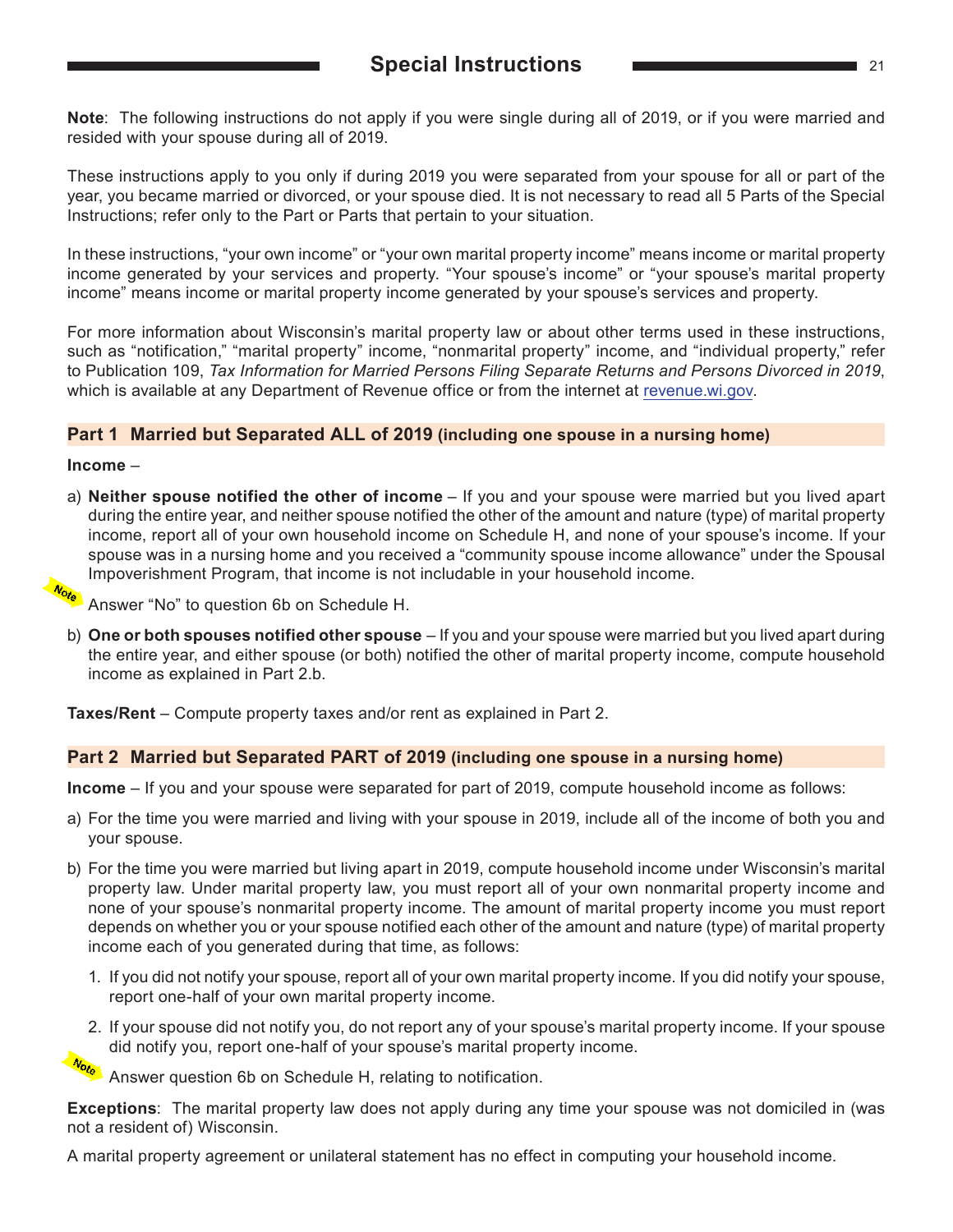# Special Instructions

**Note**: The following instructions do not apply if you were single during all of 2019, or if you were married and resided with your spouse during all of 2019.

These instructions apply to you only if during 2019 you were separated from your spouse for all or part of the year, you became married or divorced, or your spouse died. It is not necessary to read all 5 Parts of the Special Instructions; refer only to the Part or Parts that pertain to your situation.

In these instructions, "your own income" or "your own marital property income" means income or marital property income generated by your services and property. "Your spouse's income" or "your spouse's marital property income" means income or marital property income generated by your spouse's services and property.

For more information about Wisconsin's marital property law or about other terms used in these instructions, such as "notification," "marital property" income, "nonmarital property" income, and "individual property," refer to Publication 109, *Tax Information for Married Persons Filing Separate Returns and Persons Divorced in 2019*, which is available at any Department of Revenue office or from the internet at revenue.wi.gov.

## Part 1 Married but Separated ALL of 2019 (including one spouse in a nursing home)

**Income** –

a) **Neither spouse notified the other of income** – If you and your spouse were married but you lived apart during the entire year, and neither spouse notified the other of the amount and nature (type) of marital property income, report all of your own household income on Schedule H, and none of your spouse's income. If your spouse was in a nursing home and you received a "community spouse income allowance" under the Spousal Impoverishment Program, that income is not includable in your household income.

   *Note* Answer "No" to question 6b on Schedule H.

b) **One or both spouses notified other spouse** – If you and your spouse were married but you lived apart during the entire year, and either spouse (or both) notified the other of marital property income, compute household income as explained in Part 2.b.

**Taxes/Rent** – Compute property taxes and/or rent as explained in Part 2.

## Part 2 Married but Separated PART of 2019 (including one spouse in a nursing home)

**Income** – If you and your spouse were separated for part of 2019, compute household income as follows:

a) For the time you were married and living with your spouse in 2019, include all of the income of both you and your spouse.

b) For the time you were married but living apart in 2019, compute household income under Wisconsin's marital property law. Under marital property law, you must report all of your own nonmarital property income and none of your spouse's nonmarital property income. The amount of marital property income you must report depends on whether you or your spouse notified each other of the amount and nature (type) of marital property income each of you generated during that time, as follows:

   1. If you did not notify your spouse, report all of your own marital property income. If you did notify your spouse, report one-half of your own marital property income.

   2. If your spouse did not notify you, do not report any of your spouse's marital property income. If your spouse did notify you, report one-half of your spouse's marital property income.

   *Note* Answer question 6b on Schedule H, relating to notification.

**Exceptions**: The marital property law does not apply during any time your spouse was not domiciled in (was not a resident of) Wisconsin.

A marital property agreement or unilateral statement has no effect in computing your household income.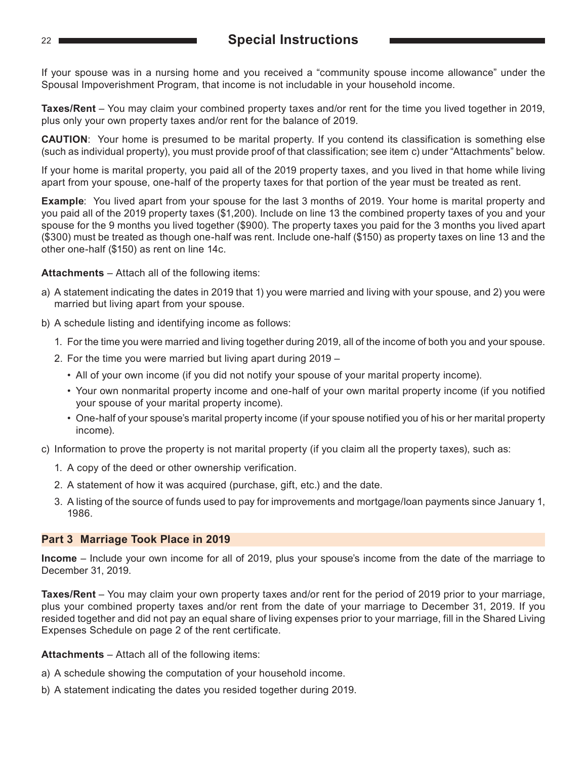## Special Instructions

If your spouse was in a nursing home and you received a "community spouse income allowance" under the Spousal Impoverishment Program, that income is not includable in your household income.

**Taxes/Rent** – You may claim your combined property taxes and/or rent for the time you lived together in 2019, plus only your own property taxes and/or rent for the balance of 2019.

**CAUTION**: Your home is presumed to be marital property. If you contend its classification is something else (such as individual property), you must provide proof of that classification; see item c) under "Attachments" below.

If your home is marital property, you paid all of the 2019 property taxes, and you lived in that home while living apart from your spouse, one-half of the property taxes for that portion of the year must be treated as rent.

**Example**: You lived apart from your spouse for the last 3 months of 2019. Your home is marital property and you paid all of the 2019 property taxes ($1,200). Include on line 13 the combined property taxes of you and your spouse for the 9 months you lived together ($900). The property taxes you paid for the 3 months you lived apart ($300) must be treated as though one-half was rent. Include one-half ($150) as property taxes on line 13 and the other one-half ($150) as rent on line 14c.

**Attachments** – Attach all of the following items:

a) A statement indicating the dates in 2019 that 1) you were married and living with your spouse, and 2) you were married but living apart from your spouse.

b) A schedule listing and identifying income as follows:

   1. For the time you were married and living together during 2019, all of the income of both you and your spouse.
   2. For the time you were married but living apart during 2019 –
      - All of your own income (if you did not notify your spouse of your marital property income).
      - Your own nonmarital property income and one-half of your own marital property income (if you notified your spouse of your marital property income).
      - One-half of your spouse's marital property income (if your spouse notified you of his or her marital property income).

c) Information to prove the property is not marital property (if you claim all the property taxes), such as:

   1. A copy of the deed or other ownership verification.
   2. A statement of how it was acquired (purchase, gift, etc.) and the date.
   3. A listing of the source of funds used to pay for improvements and mortgage/loan payments since January 1, 1986.

### Part 3 Marriage Took Place in 2019

**Income** – Include your own income for all of 2019, plus your spouse's income from the date of the marriage to December 31, 2019.

**Taxes/Rent** – You may claim your own property taxes and/or rent for the period of 2019 prior to your marriage, plus your combined property taxes and/or rent from the date of your marriage to December 31, 2019. If you resided together and did not pay an equal share of living expenses prior to your marriage, fill in the Shared Living Expenses Schedule on page 2 of the rent certificate.

**Attachments** – Attach all of the following items:

a) A schedule showing the computation of your household income.

b) A statement indicating the dates you resided together during 2019.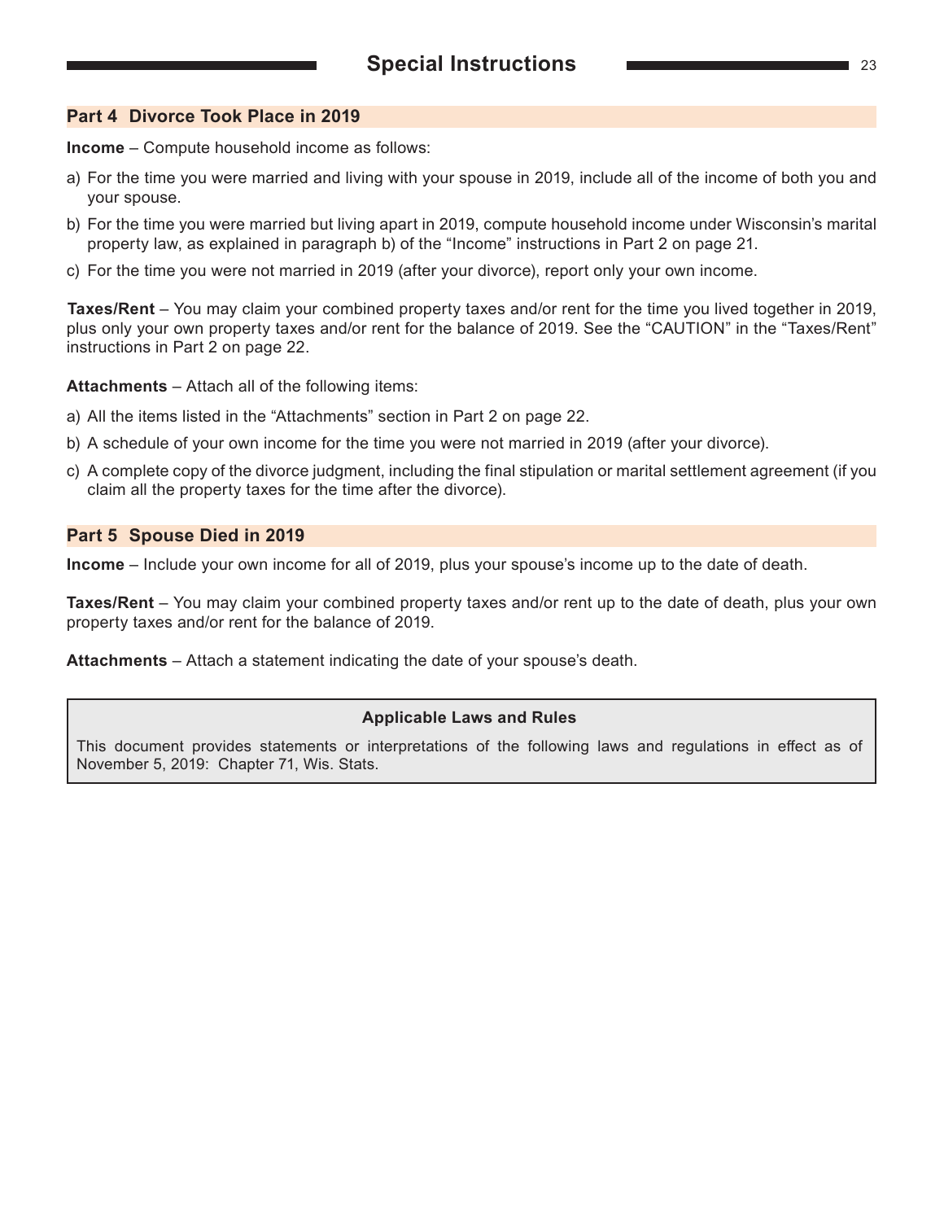## Part 4 Divorce Took Place in 2019

**Income** – Compute household income as follows:

a) For the time you were married and living with your spouse in 2019, include all of the income of both you and your spouse.

b) For the time you were married but living apart in 2019, compute household income under Wisconsin's marital property law, as explained in paragraph b) of the "Income" instructions in Part 2 on page 21.

c) For the time you were not married in 2019 (after your divorce), report only your own income.

**Taxes/Rent** – You may claim your combined property taxes and/or rent for the time you lived together in 2019, plus only your own property taxes and/or rent for the balance of 2019. See the "CAUTION" in the "Taxes/Rent" instructions in Part 2 on page 22.

**Attachments** – Attach all of the following items:

a) All the items listed in the "Attachments" section in Part 2 on page 22.

b) A schedule of your own income for the time you were not married in 2019 (after your divorce).

c) A complete copy of the divorce judgment, including the final stipulation or marital settlement agreement (if you claim all the property taxes for the time after the divorce).

## Part 5 Spouse Died in 2019

**Income** – Include your own income for all of 2019, plus your spouse's income up to the date of death.

**Taxes/Rent** – You may claim your combined property taxes and/or rent up to the date of death, plus your own property taxes and/or rent for the balance of 2019.

**Attachments** – Attach a statement indicating the date of your spouse's death.

**Applicable Laws and Rules**

This document provides statements or interpretations of the following laws and regulations in effect as of November 5, 2019: Chapter 71, Wis. Stats.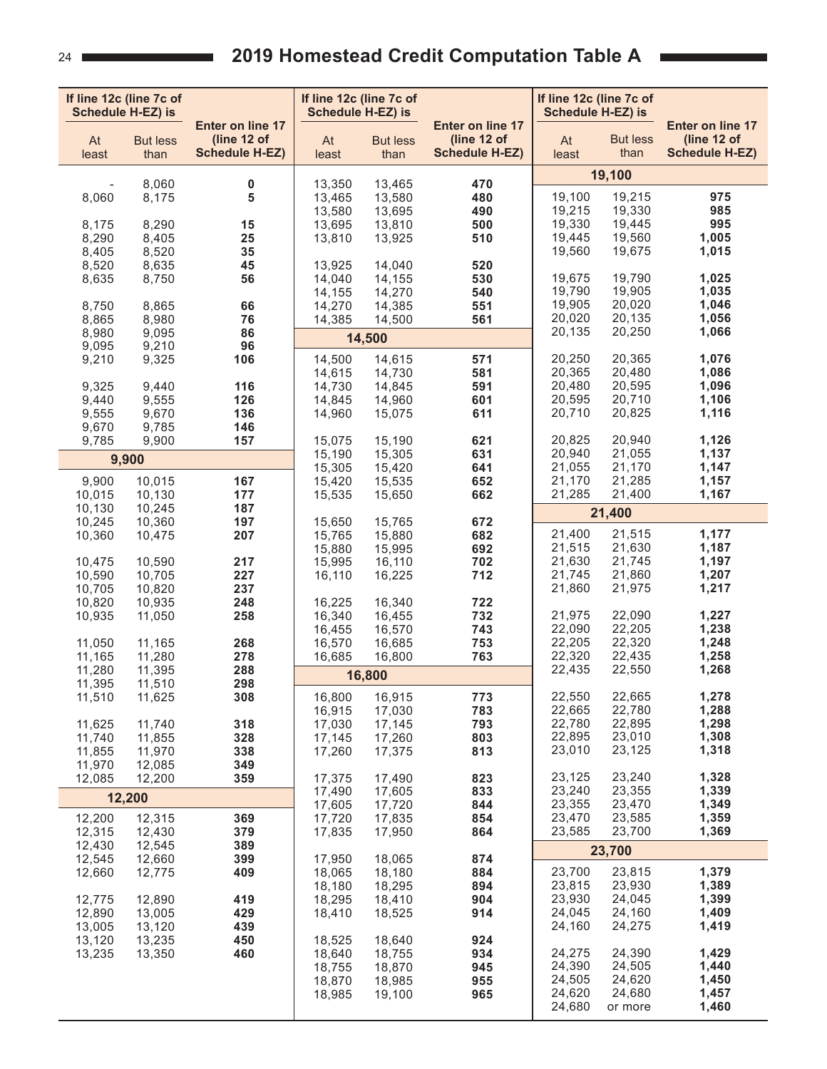# 2019 Homestead Credit Computation Table A

| If line 12c (line 7c of Schedule H-EZ) is At least | But less than | Enter on line 17 (line 12 of Schedule H-EZ) |
|---|---|---|
| - | 8,060 | **0** |
| 8,060 | 8,175 | **5** |
| 8,175 | 8,290 | **15** |
| 8,290 | 8,405 | **25** |
| 8,405 | 8,520 | **35** |
| 8,520 | 8,635 | **45** |
| 8,635 | 8,750 | **56** |
| 8,750 | 8,865 | **66** |
| 8,865 | 8,980 | **76** |
| 8,980 | 9,095 | **86** |
| 9,095 | 9,210 | **96** |
| 9,210 | 9,325 | **106** |
| 9,325 | 9,440 | **116** |
| 9,440 | 9,555 | **126** |
| 9,555 | 9,670 | **136** |
| 9,670 | 9,785 | **146** |
| 9,785 | 9,900 | **157** |
| **9,900** | | |
| 9,900 | 10,015 | **167** |
| 10,015 | 10,130 | **177** |
| 10,130 | 10,245 | **187** |
| 10,245 | 10,360 | **197** |
| 10,360 | 10,475 | **207** |
| 10,475 | 10,590 | **217** |
| 10,590 | 10,705 | **227** |
| 10,705 | 10,820 | **237** |
| 10,820 | 10,935 | **248** |
| 10,935 | 11,050 | **258** |
| 11,050 | 11,165 | **268** |
| 11,165 | 11,280 | **278** |
| 11,280 | 11,395 | **288** |
| 11,395 | 11,510 | **298** |
| 11,510 | 11,625 | **308** |
| 11,625 | 11,740 | **318** |
| 11,740 | 11,855 | **328** |
| 11,855 | 11,970 | **338** |
| 11,970 | 12,085 | **349** |
| 12,085 | 12,200 | **359** |
| **12,200** | | |
| 12,200 | 12,315 | **369** |
| 12,315 | 12,430 | **379** |
| 12,430 | 12,545 | **389** |
| 12,545 | 12,660 | **399** |
| 12,660 | 12,775 | **409** |
| 12,775 | 12,890 | **419** |
| 12,890 | 13,005 | **429** |
| 13,005 | 13,120 | **439** |
| 13,120 | 13,235 | **450** |
| 13,235 | 13,350 | **460** |
| 13,350 | 13,465 | **470** |
| 13,465 | 13,580 | **480** |
| 13,580 | 13,695 | **490** |
| 13,695 | 13,810 | **500** |
| 13,810 | 13,925 | **510** |
| 13,925 | 14,040 | **520** |
| 14,040 | 14,155 | **530** |
| 14,155 | 14,270 | **540** |
| 14,270 | 14,385 | **551** |
| 14,385 | 14,500 | **561** |
| **14,500** | | |
| 14,500 | 14,615 | **571** |
| 14,615 | 14,730 | **581** |
| 14,730 | 14,845 | **591** |
| 14,845 | 14,960 | **601** |
| 14,960 | 15,075 | **611** |
| 15,075 | 15,190 | **621** |
| 15,190 | 15,305 | **631** |
| 15,305 | 15,420 | **641** |
| 15,420 | 15,535 | **652** |
| 15,535 | 15,650 | **662** |
| 15,650 | 15,765 | **672** |
| 15,765 | 15,880 | **682** |
| 15,880 | 15,995 | **692** |
| 15,995 | 16,110 | **702** |
| 16,110 | 16,225 | **712** |
| 16,225 | 16,340 | **722** |
| 16,340 | 16,455 | **732** |
| 16,455 | 16,570 | **743** |
| 16,570 | 16,685 | **753** |
| 16,685 | 16,800 | **763** |
| **16,800** | | |
| 16,800 | 16,915 | **773** |
| 16,915 | 17,030 | **783** |
| 17,030 | 17,145 | **793** |
| 17,145 | 17,260 | **803** |
| 17,260 | 17,375 | **813** |
| 17,375 | 17,490 | **823** |
| 17,490 | 17,605 | **833** |
| 17,605 | 17,720 | **844** |
| 17,720 | 17,835 | **854** |
| 17,835 | 17,950 | **864** |
| 17,950 | 18,065 | **874** |
| 18,065 | 18,180 | **884** |
| 18,180 | 18,295 | **894** |
| 18,295 | 18,410 | **904** |
| 18,410 | 18,525 | **914** |
| 18,525 | 18,640 | **924** |
| 18,640 | 18,755 | **934** |
| 18,755 | 18,870 | **945** |
| 18,870 | 18,985 | **955** |
| 18,985 | 19,100 | **965** |
| **19,100** | | |
| 19,100 | 19,215 | **975** |
| 19,215 | 19,330 | **985** |
| 19,330 | 19,445 | **995** |
| 19,445 | 19,560 | **1,005** |
| 19,560 | 19,675 | **1,015** |
| 19,675 | 19,790 | **1,025** |
| 19,790 | 19,905 | **1,035** |
| 19,905 | 20,020 | **1,046** |
| 20,020 | 20,135 | **1,056** |
| 20,135 | 20,250 | **1,066** |
| 20,250 | 20,365 | **1,076** |
| 20,365 | 20,480 | **1,086** |
| 20,480 | 20,595 | **1,096** |
| 20,595 | 20,710 | **1,106** |
| 20,710 | 20,825 | **1,116** |
| 20,825 | 20,940 | **1,126** |
| 20,940 | 21,055 | **1,137** |
| 21,055 | 21,170 | **1,147** |
| 21,170 | 21,285 | **1,157** |
| 21,285 | 21,400 | **1,167** |
| **21,400** | | |
| 21,400 | 21,515 | **1,177** |
| 21,515 | 21,630 | **1,187** |
| 21,630 | 21,745 | **1,197** |
| 21,745 | 21,860 | **1,207** |
| 21,860 | 21,975 | **1,217** |
| 21,975 | 22,090 | **1,227** |
| 22,090 | 22,205 | **1,238** |
| 22,205 | 22,320 | **1,248** |
| 22,320 | 22,435 | **1,258** |
| 22,435 | 22,550 | **1,268** |
| 22,550 | 22,665 | **1,278** |
| 22,665 | 22,780 | **1,288** |
| 22,780 | 22,895 | **1,298** |
| 22,895 | 23,010 | **1,308** |
| 23,010 | 23,125 | **1,318** |
| 23,125 | 23,240 | **1,328** |
| 23,240 | 23,355 | **1,339** |
| 23,355 | 23,470 | **1,349** |
| 23,470 | 23,585 | **1,359** |
| 23,585 | 23,700 | **1,369** |
| **23,700** | | |
| 23,700 | 23,815 | **1,379** |
| 23,815 | 23,930 | **1,389** |
| 23,930 | 24,045 | **1,399** |
| 24,045 | 24,160 | **1,409** |
| 24,160 | 24,275 | **1,419** |
| 24,275 | 24,390 | **1,429** |
| 24,390 | 24,505 | **1,440** |
| 24,505 | 24,620 | **1,450** |
| 24,620 | 24,680 | **1,457** |
| 24,680 | or more | **1,460** |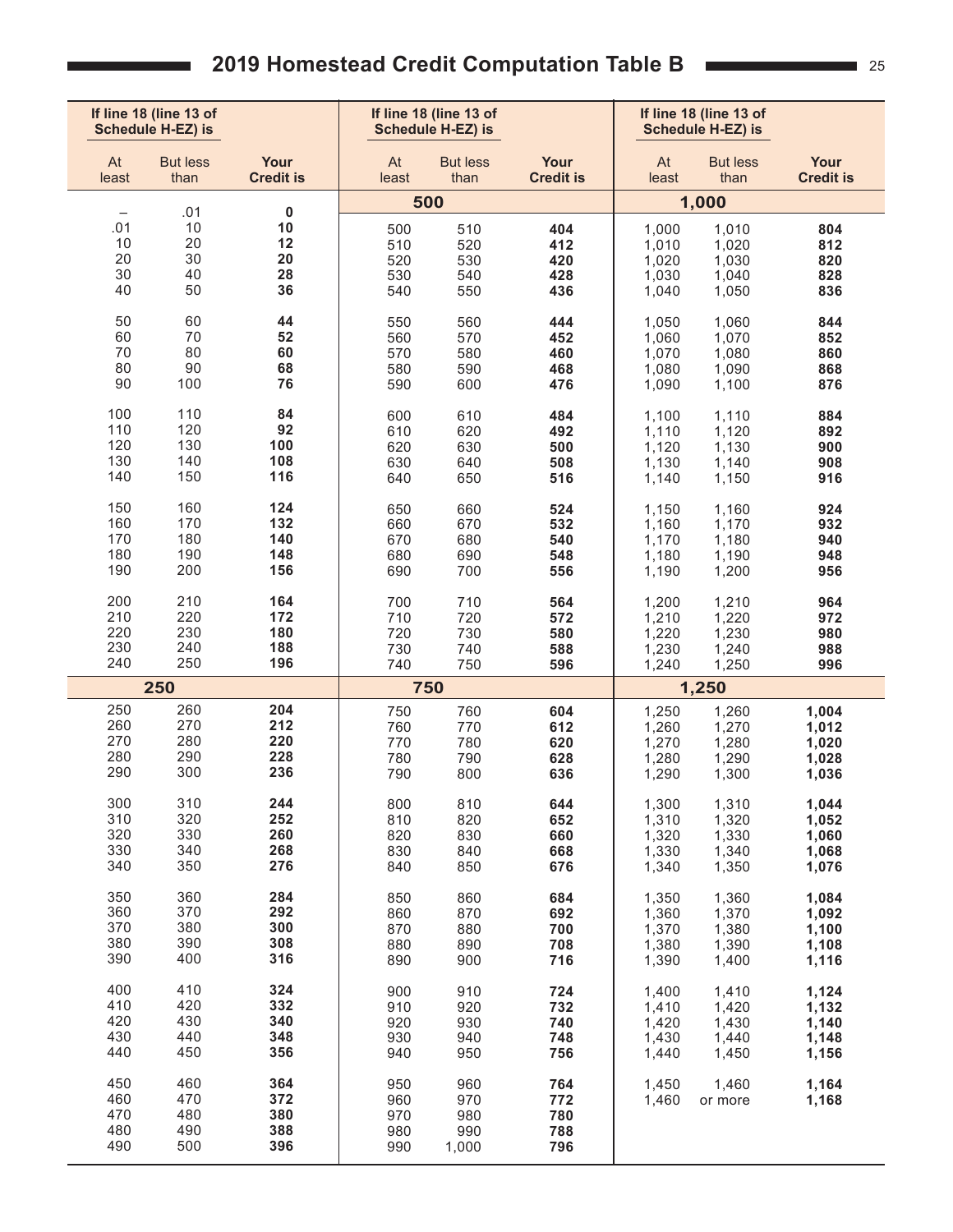# 2019 Homestead Credit Computation Table B

| If line 18 (line 13 of Schedule H-EZ) is | | | If line 18 (line 13 of Schedule H-EZ) is | | | If line 18 (line 13 of Schedule H-EZ) is | | |
|---|---|---|---|---|---|---|---|---|
| **At least** | **But less than** | **Your Credit is** | **At least** | **But less than** | **Your Credit is** | **At least** | **But less than** | **Your Credit is** |
| | | | **500** | | | **1,000** | | |
| – | .01 | **0** | | | | | | |
| .01 | 10 | **10** | 500 | 510 | **404** | 1,000 | 1,010 | **804** |
| 10 | 20 | **12** | 510 | 520 | **412** | 1,010 | 1,020 | **812** |
| 20 | 30 | **20** | 520 | 530 | **420** | 1,020 | 1,030 | **820** |
| 30 | 40 | **28** | 530 | 540 | **428** | 1,030 | 1,040 | **828** |
| 40 | 50 | **36** | 540 | 550 | **436** | 1,040 | 1,050 | **836** |
| 50 | 60 | **44** | 550 | 560 | **444** | 1,050 | 1,060 | **844** |
| 60 | 70 | **52** | 560 | 570 | **452** | 1,060 | 1,070 | **852** |
| 70 | 80 | **60** | 570 | 580 | **460** | 1,070 | 1,080 | **860** |
| 80 | 90 | **68** | 580 | 590 | **468** | 1,080 | 1,090 | **868** |
| 90 | 100 | **76** | 590 | 600 | **476** | 1,090 | 1,100 | **876** |
| 100 | 110 | **84** | 600 | 610 | **484** | 1,100 | 1,110 | **884** |
| 110 | 120 | **92** | 610 | 620 | **492** | 1,110 | 1,120 | **892** |
| 120 | 130 | **100** | 620 | 630 | **500** | 1,120 | 1,130 | **900** |
| 130 | 140 | **108** | 630 | 640 | **508** | 1,130 | 1,140 | **908** |
| 140 | 150 | **116** | 640 | 650 | **516** | 1,140 | 1,150 | **916** |
| 150 | 160 | **124** | 650 | 660 | **524** | 1,150 | 1,160 | **924** |
| 160 | 170 | **132** | 660 | 670 | **532** | 1,160 | 1,170 | **932** |
| 170 | 180 | **140** | 670 | 680 | **540** | 1,170 | 1,180 | **940** |
| 180 | 190 | **148** | 680 | 690 | **548** | 1,180 | 1,190 | **948** |
| 190 | 200 | **156** | 690 | 700 | **556** | 1,190 | 1,200 | **956** |
| 200 | 210 | **164** | 700 | 710 | **564** | 1,200 | 1,210 | **964** |
| 210 | 220 | **172** | 710 | 720 | **572** | 1,210 | 1,220 | **972** |
| 220 | 230 | **180** | 720 | 730 | **580** | 1,220 | 1,230 | **980** |
| 230 | 240 | **188** | 730 | 740 | **588** | 1,230 | 1,240 | **988** |
| 240 | 250 | **196** | 740 | 750 | **596** | 1,240 | 1,250 | **996** |
| **250** | | | **750** | | | **1,250** | | |
| 250 | 260 | **204** | 750 | 760 | **604** | 1,250 | 1,260 | **1,004** |
| 260 | 270 | **212** | 760 | 770 | **612** | 1,260 | 1,270 | **1,012** |
| 270 | 280 | **220** | 770 | 780 | **620** | 1,270 | 1,280 | **1,020** |
| 280 | 290 | **228** | 780 | 790 | **628** | 1,280 | 1,290 | **1,028** |
| 290 | 300 | **236** | 790 | 800 | **636** | 1,290 | 1,300 | **1,036** |
| 300 | 310 | **244** | 800 | 810 | **644** | 1,300 | 1,310 | **1,044** |
| 310 | 320 | **252** | 810 | 820 | **652** | 1,310 | 1,320 | **1,052** |
| 320 | 330 | **260** | 820 | 830 | **660** | 1,320 | 1,330 | **1,060** |
| 330 | 340 | **268** | 830 | 840 | **668** | 1,330 | 1,340 | **1,068** |
| 340 | 350 | **276** | 840 | 850 | **676** | 1,340 | 1,350 | **1,076** |
| 350 | 360 | **284** | 850 | 860 | **684** | 1,350 | 1,360 | **1,084** |
| 360 | 370 | **292** | 860 | 870 | **692** | 1,360 | 1,370 | **1,092** |
| 370 | 380 | **300** | 870 | 880 | **700** | 1,370 | 1,380 | **1,100** |
| 380 | 390 | **308** | 880 | 890 | **708** | 1,380 | 1,390 | **1,108** |
| 390 | 400 | **316** | 890 | 900 | **716** | 1,390 | 1,400 | **1,116** |
| 400 | 410 | **324** | 900 | 910 | **724** | 1,400 | 1,410 | **1,124** |
| 410 | 420 | **332** | 910 | 920 | **732** | 1,410 | 1,420 | **1,132** |
| 420 | 430 | **340** | 920 | 930 | **740** | 1,420 | 1,430 | **1,140** |
| 430 | 440 | **348** | 930 | 940 | **748** | 1,430 | 1,440 | **1,148** |
| 440 | 450 | **356** | 940 | 950 | **756** | 1,440 | 1,450 | **1,156** |
| 450 | 460 | **364** | 950 | 960 | **764** | 1,450 | 1,460 | **1,164** |
| 460 | 470 | **372** | 960 | 970 | **772** | 1,460 | or more | **1,168** |
| 470 | 480 | **380** | 970 | 980 | **780** | | | |
| 480 | 490 | **388** | 980 | 990 | **788** | | | |
| 490 | 500 | **396** | 990 | 1,000 | **796** | | | |